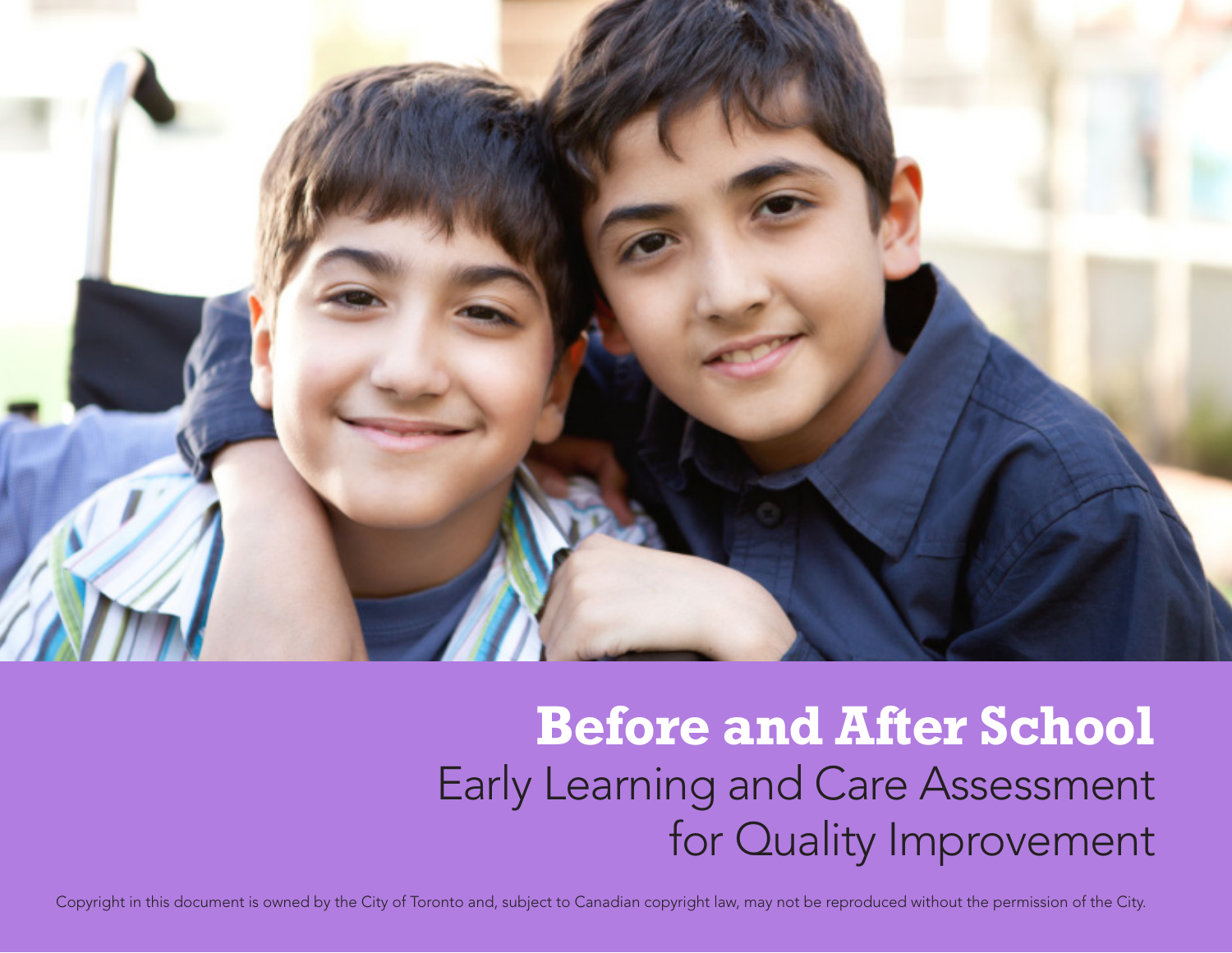# Before and After School

## Early Learning and Care Assessment for Quality Improvement

Copyright in this document is owned by the City of Toronto and, subject to Canadian copyright law, may not be reproduced without the permission of the City.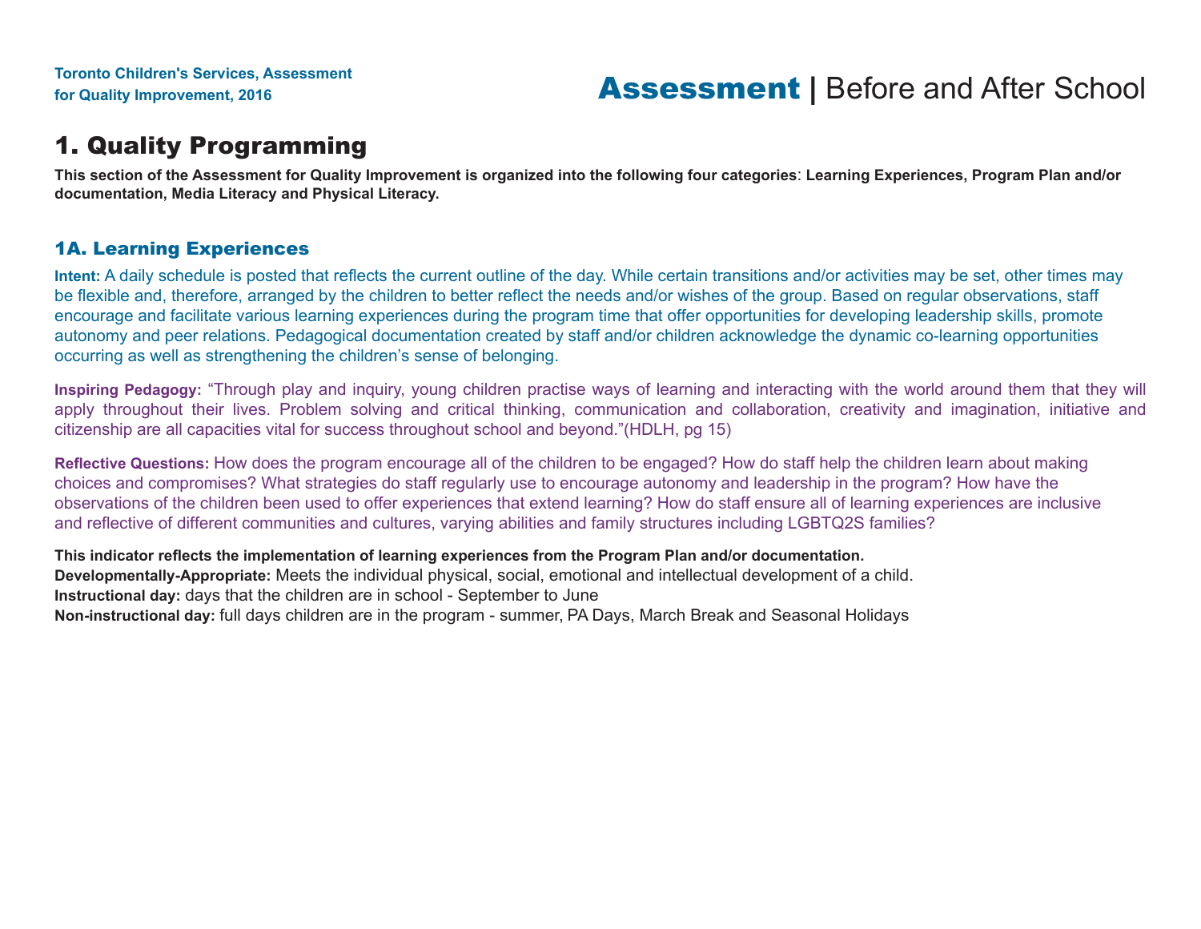# 1. Quality Programming

**This section of the Assessment for Quality Improvement is organized into the following four categories: Learning Experiences, Program Plan and/or documentation, Media Literacy and Physical Literacy.**

## 1A. Learning Experiences

**Intent:** A daily schedule is posted that reflects the current outline of the day. While certain transitions and/or activities may be set, other times may be flexible and, therefore, arranged by the children to better reflect the needs and/or wishes of the group. Based on regular observations, staff encourage and facilitate various learning experiences during the program time that offer opportunities for developing leadership skills, promote autonomy and peer relations. Pedagogical documentation created by staff and/or children acknowledge the dynamic co-learning opportunities occurring as well as strengthening the children's sense of belonging.

**Inspiring Pedagogy:** "Through play and inquiry, young children practise ways of learning and interacting with the world around them that they will apply throughout their lives. Problem solving and critical thinking, communication and collaboration, creativity and imagination, initiative and citizenship are all capacities vital for success throughout school and beyond."(HDLH, pg 15)

**Reflective Questions:** How does the program encourage all of the children to be engaged? How do staff help the children learn about making choices and compromises? What strategies do staff regularly use to encourage autonomy and leadership in the program? How have the observations of the children been used to offer experiences that extend learning? How do staff ensure all of learning experiences are inclusive and reflective of different communities and cultures, varying abilities and family structures including LGBTQ2S families?

**This indicator reflects the implementation of learning experiences from the Program Plan and/or documentation.**
**Developmentally-Appropriate:** Meets the individual physical, social, emotional and intellectual development of a child.
**Instructional day:** days that the children are in school - September to June
**Non-instructional day:** full days children are in the program - summer, PA Days, March Break and Seasonal Holidays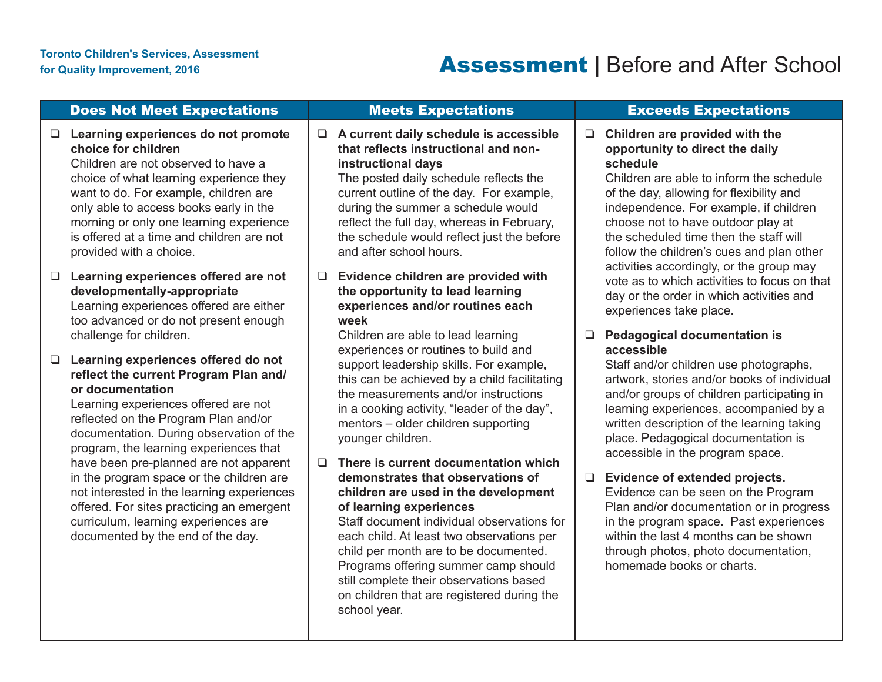# Assessment | Before and After School

| Does Not Meet Expectations | Meets Expectations | Exceeds Expectations |
|---|---|---|
| ❑ **Learning experiences do not promote choice for children** Children are not observed to have a choice of what learning experience they want to do. For example, children are only able to access books early in the morning or only one learning experience is offered at a time and children are not provided with a choice.<br><br>❑ **Learning experiences offered are not developmentally-appropriate** Learning experiences offered are either too advanced or do not present enough challenge for children.<br><br>❑ **Learning experiences offered do not reflect the current Program Plan and/or documentation** Learning experiences offered are not reflected on the Program Plan and/or documentation. During observation of the program, the learning experiences that have been pre-planned are not apparent in the program space or the children are not interested in the learning experiences offered. For sites practicing an emergent curriculum, learning experiences are documented by the end of the day. | ❑ **A current daily schedule is accessible that reflects instructional and non-instructional days** The posted daily schedule reflects the current outline of the day. For example, during the summer a schedule would reflect the full day, whereas in February, the schedule would reflect just the before and after school hours.<br><br>❑ **Evidence children are provided with the opportunity to lead learning experiences and/or routines each week** Children are able to lead learning experiences or routines to build and support leadership skills. For example, this can be achieved by a child facilitating the measurements and/or instructions in a cooking activity, "leader of the day", mentors – older children supporting younger children.<br><br>❑ **There is current documentation which demonstrates that observations of children are used in the development of learning experiences** Staff document individual observations for each child. At least two observations per child per month are to be documented. Programs offering summer camp should still complete their observations based on children that are registered during the school year. | ❑ **Children are provided with the opportunity to direct the daily schedule** Children are able to inform the schedule of the day, allowing for flexibility and independence. For example, if children choose not to have outdoor play at the scheduled time then the staff will follow the children's cues and plan other activities accordingly, or the group may vote as to which activities to focus on that day or the order in which activities and experiences take place.<br><br>❑ **Pedagogical documentation is accessible** Staff and/or children use photographs, artwork, stories and/or books of individual and/or groups of children participating in learning experiences, accompanied by a written description of the learning taking place. Pedagogical documentation is accessible in the program space.<br><br>❑ **Evidence of extended projects.** Evidence can be seen on the Program Plan and/or documentation or in progress in the program space. Past experiences within the last 4 months can be shown through photos, photo documentation, homemade books or charts. |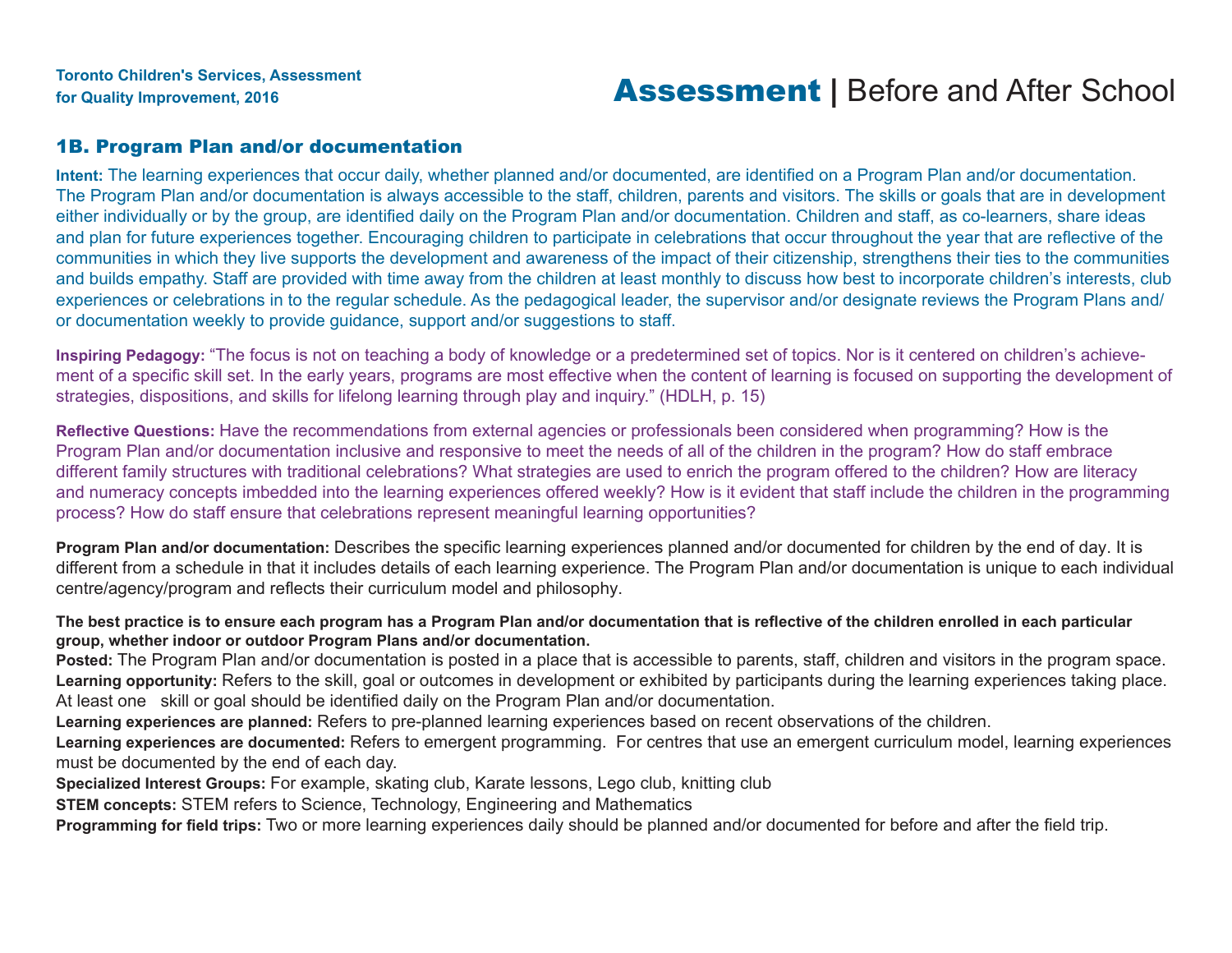## 1B. Program Plan and/or documentation

**Intent:** The learning experiences that occur daily, whether planned and/or documented, are identified on a Program Plan and/or documentation. The Program Plan and/or documentation is always accessible to the staff, children, parents and visitors. The skills or goals that are in development either individually or by the group, are identified daily on the Program Plan and/or documentation. Children and staff, as co-learners, share ideas and plan for future experiences together. Encouraging children to participate in celebrations that occur throughout the year that are reflective of the communities in which they live supports the development and awareness of the impact of their citizenship, strengthens their ties to the communities and builds empathy. Staff are provided with time away from the children at least monthly to discuss how best to incorporate children's interests, club experiences or celebrations in to the regular schedule. As the pedagogical leader, the supervisor and/or designate reviews the Program Plans and/or documentation weekly to provide guidance, support and/or suggestions to staff.

**Inspiring Pedagogy:** "The focus is not on teaching a body of knowledge or a predetermined set of topics. Nor is it centered on children's achievement of a specific skill set. In the early years, programs are most effective when the content of learning is focused on supporting the development of strategies, dispositions, and skills for lifelong learning through play and inquiry." (HDLH, p. 15)

**Reflective Questions:** Have the recommendations from external agencies or professionals been considered when programming? How is the Program Plan and/or documentation inclusive and responsive to meet the needs of all of the children in the program? How do staff embrace different family structures with traditional celebrations? What strategies are used to enrich the program offered to the children? How are literacy and numeracy concepts imbedded into the learning experiences offered weekly? How is it evident that staff include the children in the programming process? How do staff ensure that celebrations represent meaningful learning opportunities?

**Program Plan and/or documentation:** Describes the specific learning experiences planned and/or documented for children by the end of day. It is different from a schedule in that it includes details of each learning experience. The Program Plan and/or documentation is unique to each individual centre/agency/program and reflects their curriculum model and philosophy.

**The best practice is to ensure each program has a Program Plan and/or documentation that is reflective of the children enrolled in each particular group, whether indoor or outdoor Program Plans and/or documentation.**

**Posted:** The Program Plan and/or documentation is posted in a place that is accessible to parents, staff, children and visitors in the program space.

**Learning opportunity:** Refers to the skill, goal or outcomes in development or exhibited by participants during the learning experiences taking place. At least one skill or goal should be identified daily on the Program Plan and/or documentation.

**Learning experiences are planned:** Refers to pre-planned learning experiences based on recent observations of the children.

**Learning experiences are documented:** Refers to emergent programming. For centres that use an emergent curriculum model, learning experiences must be documented by the end of each day.

**Specialized Interest Groups:** For example, skating club, Karate lessons, Lego club, knitting club

**STEM concepts:** STEM refers to Science, Technology, Engineering and Mathematics

**Programming for field trips:** Two or more learning experiences daily should be planned and/or documented for before and after the field trip.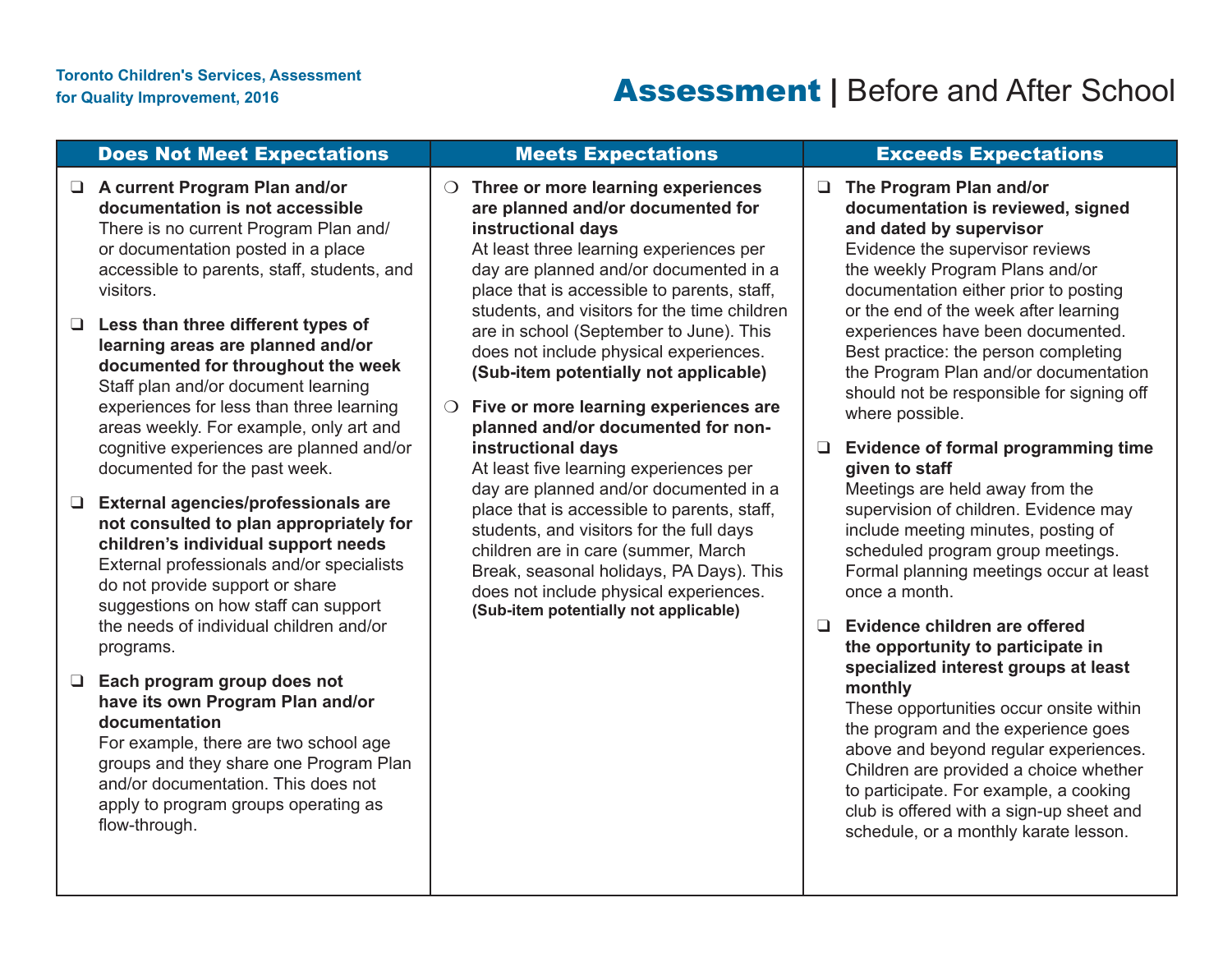# Assessment | Before and After School

| Does Not Meet Expectations | Meets Expectations | Exceeds Expectations |
|---|---|---|
| ❑ **A current Program Plan and/or documentation is not accessible** There is no current Program Plan and/ or documentation posted in a place accessible to parents, staff, students, and visitors. <br><br> ❑ **Less than three different types of learning areas are planned and/or documented for throughout the week** Staff plan and/or document learning experiences for less than three learning areas weekly. For example, only art and cognitive experiences are planned and/or documented for the past week. <br><br> ❑ **External agencies/professionals are not consulted to plan appropriately for children's individual support needs** External professionals and/or specialists do not provide support or share suggestions on how staff can support the needs of individual children and/or programs. <br><br> ❑ **Each program group does not have its own Program Plan and/or documentation** For example, there are two school age groups and they share one Program Plan and/or documentation. This does not apply to program groups operating as flow-through. | ❍ **Three or more learning experiences are planned and/or documented for instructional days** At least three learning experiences per day are planned and/or documented in a place that is accessible to parents, staff, students, and visitors for the time children are in school (September to June). This does not include physical experiences. **(Sub-item potentially not applicable)** <br><br> ❍ **Five or more learning experiences are planned and/or documented for non-instructional days** At least five learning experiences per day are planned and/or documented in a place that is accessible to parents, staff, students, and visitors for the full days children are in care (summer, March Break, seasonal holidays, PA Days). This does not include physical experiences. **(Sub-item potentially not applicable)** | ❑ **The Program Plan and/or documentation is reviewed, signed and dated by supervisor** Evidence the supervisor reviews the weekly Program Plans and/or documentation either prior to posting or the end of the week after learning experiences have been documented. Best practice: the person completing the Program Plan and/or documentation should not be responsible for signing off where possible. <br><br> ❑ **Evidence of formal programming time given to staff** Meetings are held away from the supervision of children. Evidence may include meeting minutes, posting of scheduled program group meetings. Formal planning meetings occur at least once a month. <br><br> ❑ **Evidence children are offered the opportunity to participate in specialized interest groups at least monthly** These opportunities occur onsite within the program and the experience goes above and beyond regular experiences. Children are provided a choice whether to participate. For example, a cooking club is offered with a sign-up sheet and schedule, or a monthly karate lesson. |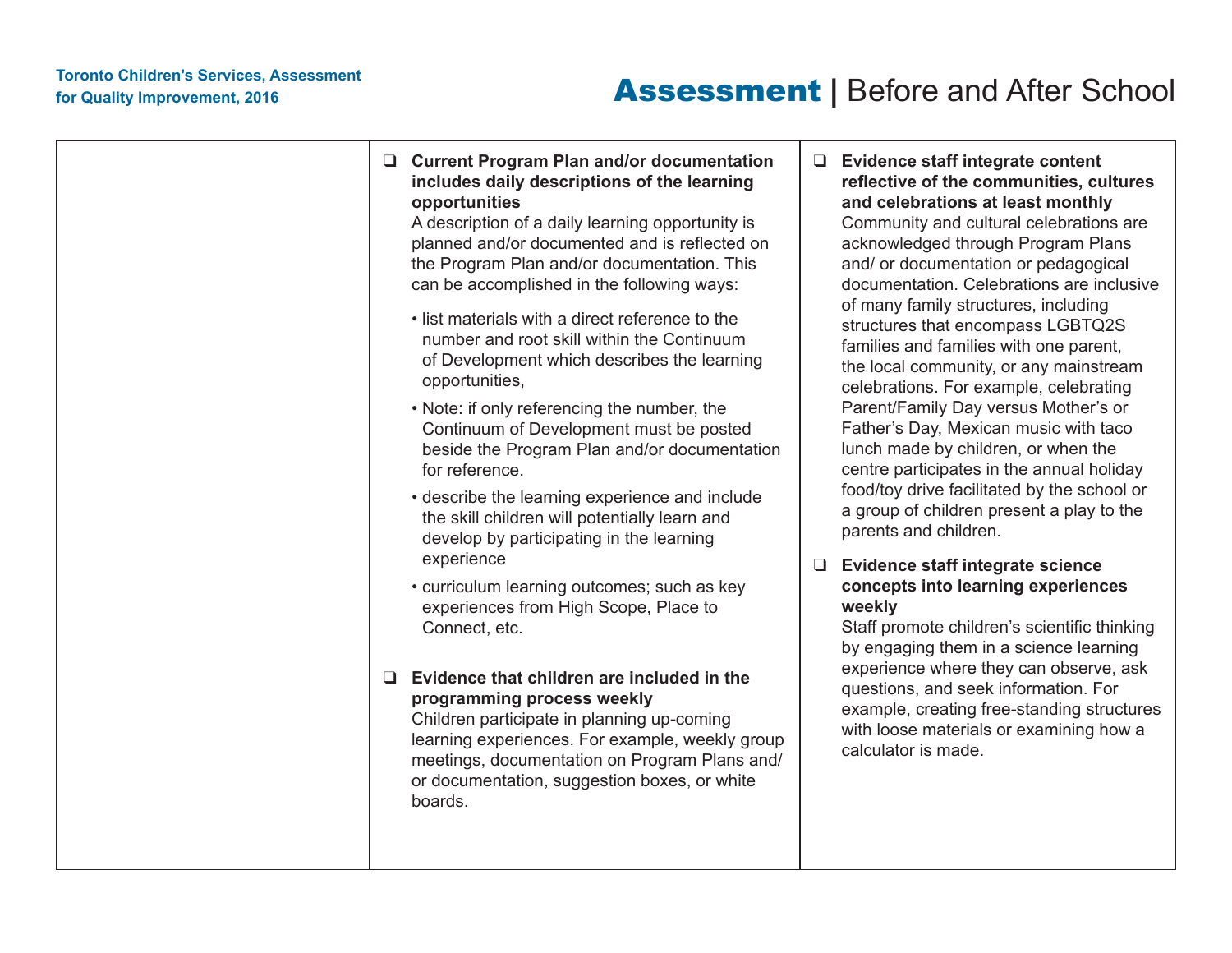| | | |
|---|---|---|
| | ❑ **Current Program Plan and/or documentation includes daily descriptions of the learning opportunities**<br>A description of a daily learning opportunity is planned and/or documented and is reflected on the Program Plan and/or documentation. This can be accomplished in the following ways:<br>• list materials with a direct reference to the number and root skill within the Continuum of Development which describes the learning opportunities,<br>• Note: if only referencing the number, the Continuum of Development must be posted beside the Program Plan and/or documentation for reference.<br>• describe the learning experience and include the skill children will potentially learn and develop by participating in the learning experience<br>• curriculum learning outcomes; such as key experiences from High Scope, Place to Connect, etc.<br><br>❑ **Evidence that children are included in the programming process weekly**<br>Children participate in planning up-coming learning experiences. For example, weekly group meetings, documentation on Program Plans and/ or documentation, suggestion boxes, or white boards. | ❑ **Evidence staff integrate content reflective of the communities, cultures and celebrations at least monthly**<br>Community and cultural celebrations are acknowledged through Program Plans and/ or documentation or pedagogical documentation. Celebrations are inclusive of many family structures, including structures that encompass LGBTQ2S families and families with one parent, the local community, or any mainstream celebrations. For example, celebrating Parent/Family Day versus Mother's or Father's Day, Mexican music with taco lunch made by children, or when the centre participates in the annual holiday food/toy drive facilitated by the school or a group of children present a play to the parents and children.<br><br>❑ **Evidence staff integrate science concepts into learning experiences weekly**<br>Staff promote children's scientific thinking by engaging them in a science learning experience where they can observe, ask questions, and seek information. For example, creating free-standing structures with loose materials or examining how a calculator is made. |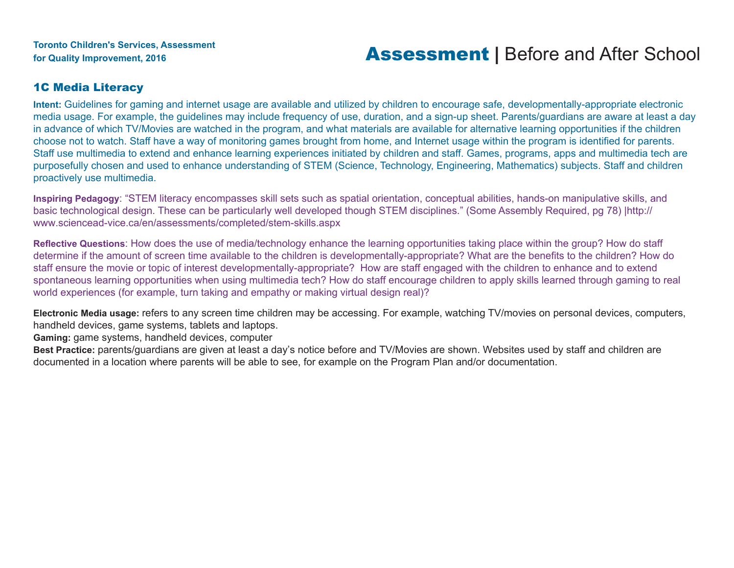## 1C Media Literacy

**Intent:** Guidelines for gaming and internet usage are available and utilized by children to encourage safe, developmentally-appropriate electronic media usage. For example, the guidelines may include frequency of use, duration, and a sign-up sheet. Parents/guardians are aware at least a day in advance of which TV/Movies are watched in the program, and what materials are available for alternative learning opportunities if the children choose not to watch. Staff have a way of monitoring games brought from home, and Internet usage within the program is identified for parents. Staff use multimedia to extend and enhance learning experiences initiated by children and staff. Games, programs, apps and multimedia tech are purposefully chosen and used to enhance understanding of STEM (Science, Technology, Engineering, Mathematics) subjects. Staff and children proactively use multimedia.

**Inspiring Pedagogy**: "STEM literacy encompasses skill sets such as spatial orientation, conceptual abilities, hands-on manipulative skills, and basic technological design. These can be particularly well developed though STEM disciplines." (Some Assembly Required, pg 78) |http://www.sciencead-vice.ca/en/assessments/completed/stem-skills.aspx

**Reflective Questions**: How does the use of media/technology enhance the learning opportunities taking place within the group? How do staff determine if the amount of screen time available to the children is developmentally-appropriate? What are the benefits to the children? How do staff ensure the movie or topic of interest developmentally-appropriate? How are staff engaged with the children to enhance and to extend spontaneous learning opportunities when using multimedia tech? How do staff encourage children to apply skills learned through gaming to real world experiences (for example, turn taking and empathy or making virtual design real)?

**Electronic Media usage:** refers to any screen time children may be accessing. For example, watching TV/movies on personal devices, computers, handheld devices, game systems, tablets and laptops.
**Gaming:** game systems, handheld devices, computer
**Best Practice:** parents/guardians are given at least a day's notice before and TV/Movies are shown. Websites used by staff and children are documented in a location where parents will be able to see, for example on the Program Plan and/or documentation.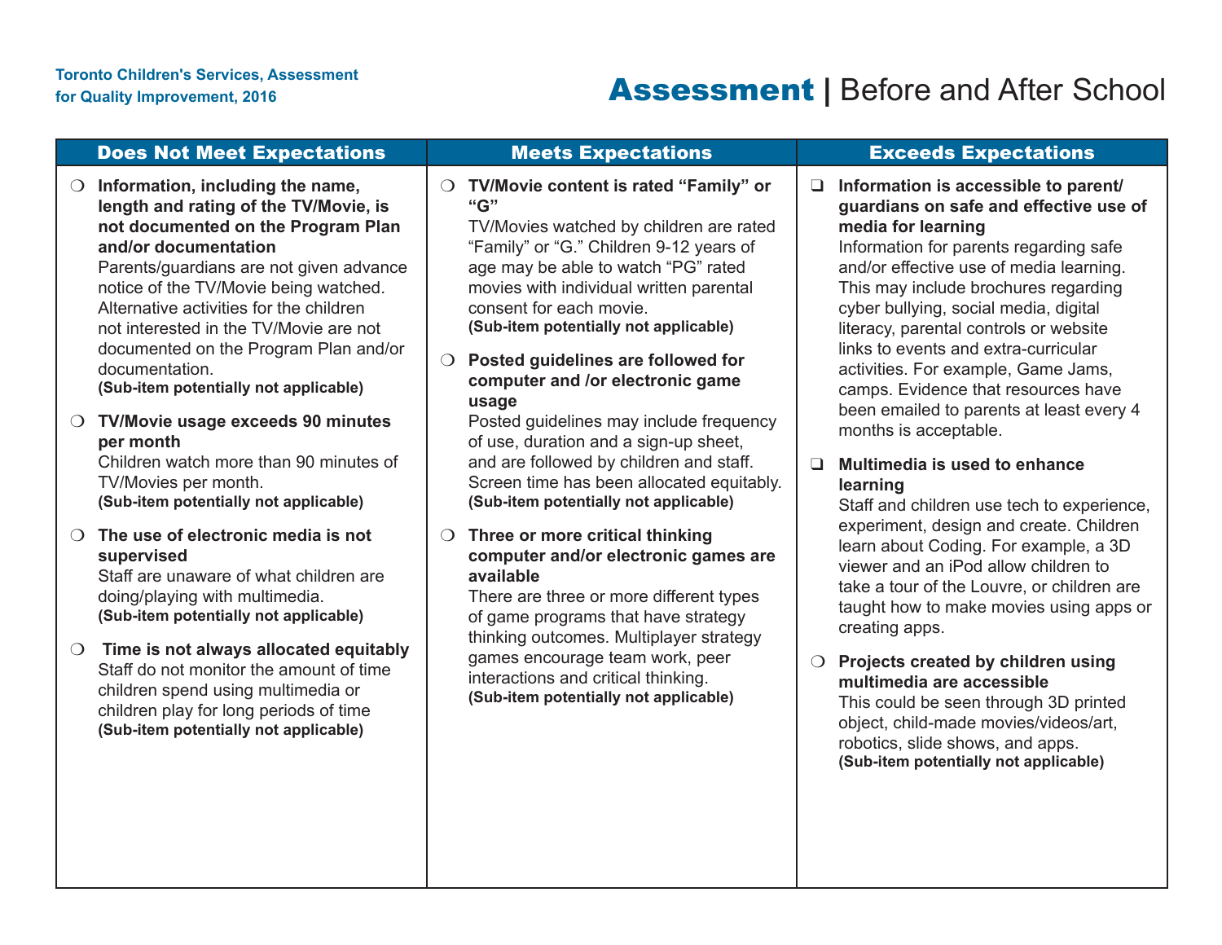# Assessment | Before and After School

| Does Not Meet Expectations | Meets Expectations | Exceeds Expectations |
|---|---|---|
| ❍ **Information, including the name, length and rating of the TV/Movie, is not documented on the Program Plan and/or documentation** Parents/guardians are not given advance notice of the TV/Movie being watched. Alternative activities for the children not interested in the TV/Movie are not documented on the Program Plan and/or documentation. **(Sub-item potentially not applicable)** | ❍ **TV/Movie content is rated "Family" or "G"** TV/Movies watched by children are rated "Family" or "G." Children 9-12 years of age may be able to watch "PG" rated movies with individual written parental consent for each movie. **(Sub-item potentially not applicable)** | ❑ **Information is accessible to parent/guardians on safe and effective use of media for learning** Information for parents regarding safe and/or effective use of media learning. This may include brochures regarding cyber bullying, social media, digital literacy, parental controls or website links to events and extra-curricular activities. For example, Game Jams, camps. Evidence that resources have been emailed to parents at least every 4 months is acceptable. |
| ❍ **TV/Movie usage exceeds 90 minutes per month** Children watch more than 90 minutes of TV/Movies per month. **(Sub-item potentially not applicable)** | ❍ **Posted guidelines are followed for computer and /or electronic game usage** Posted guidelines may include frequency of use, duration and a sign-up sheet, and are followed by children and staff. Screen time has been allocated equitably. **(Sub-item potentially not applicable)** | ❑ **Multimedia is used to enhance learning** Staff and children use tech to experience, experiment, design and create. Children learn about Coding. For example, a 3D viewer and an iPod allow children to take a tour of the Louvre, or children are taught how to make movies using apps or creating apps. |
| ❍ **The use of electronic media is not supervised** Staff are unaware of what children are doing/playing with multimedia. **(Sub-item potentially not applicable)** | ❍ **Three or more critical thinking computer and/or electronic games are available** There are three or more different types of game programs that have strategy thinking outcomes. Multiplayer strategy games encourage team work, peer interactions and critical thinking. **(Sub-item potentially not applicable)** | ❍ **Projects created by children using multimedia are accessible** This could be seen through 3D printed object, child-made movies/videos/art, robotics, slide shows, and apps. **(Sub-item potentially not applicable)** |
| ❍ **Time is not always allocated equitably** Staff do not monitor the amount of time children spend using multimedia or children play for long periods of time **(Sub-item potentially not applicable)** | | |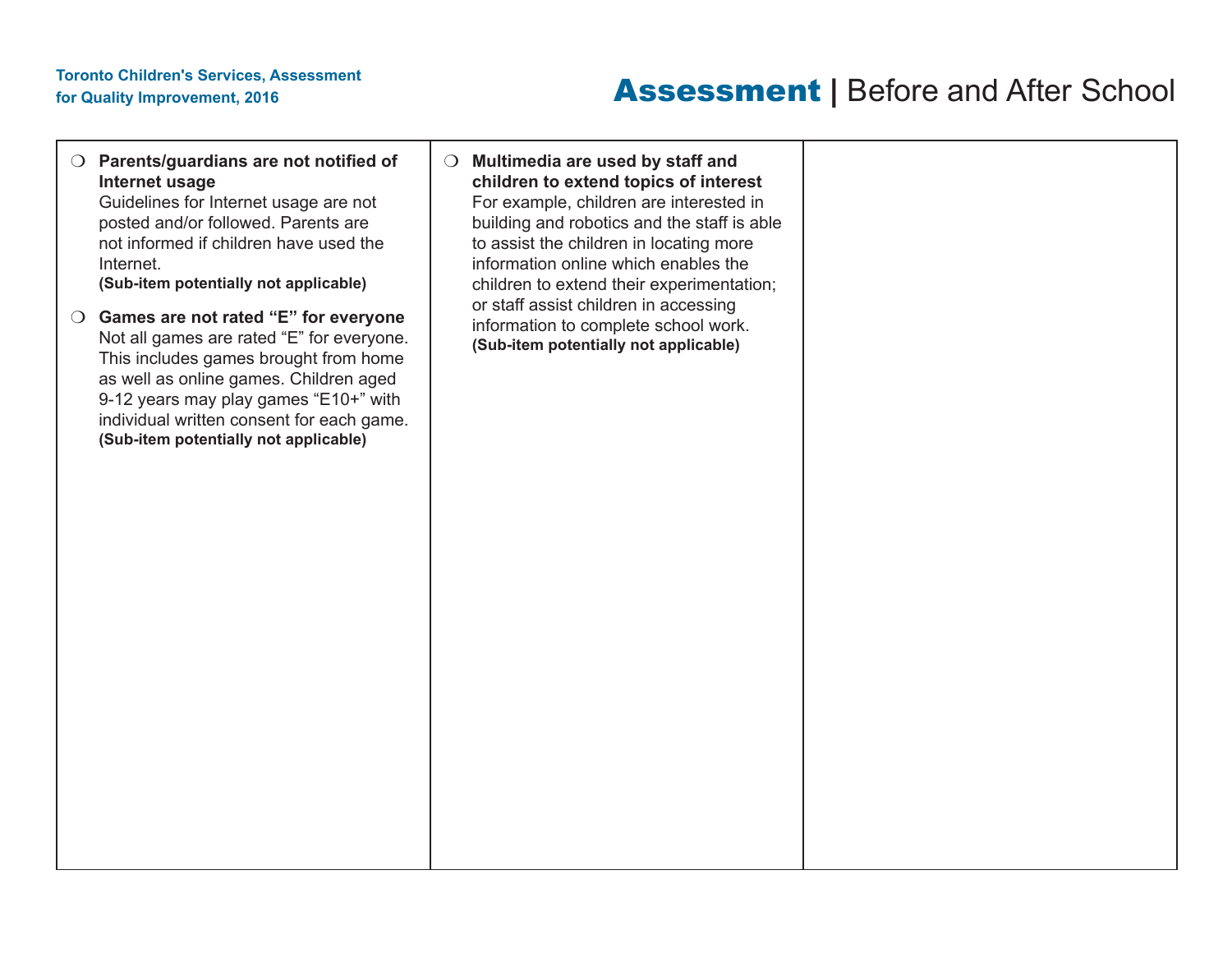- ❍ **Parents/guardians are not notified of Internet usage**
  Guidelines for Internet usage are not posted and/or followed. Parents are not informed if children have used the Internet.
  **(Sub-item potentially not applicable)**

- ❍ **Games are not rated "E" for everyone**
  Not all games are rated "E" for everyone. This includes games brought from home as well as online games. Children aged 9-12 years may play games "E10+" with individual written consent for each game.
  **(Sub-item potentially not applicable)**

- ❍ **Multimedia are used by staff and children to extend topics of interest**
  For example, children are interested in building and robotics and the staff is able to assist the children in locating more information online which enables the children to extend their experimentation; or staff assist children in accessing information to complete school work.
  **(Sub-item potentially not applicable)**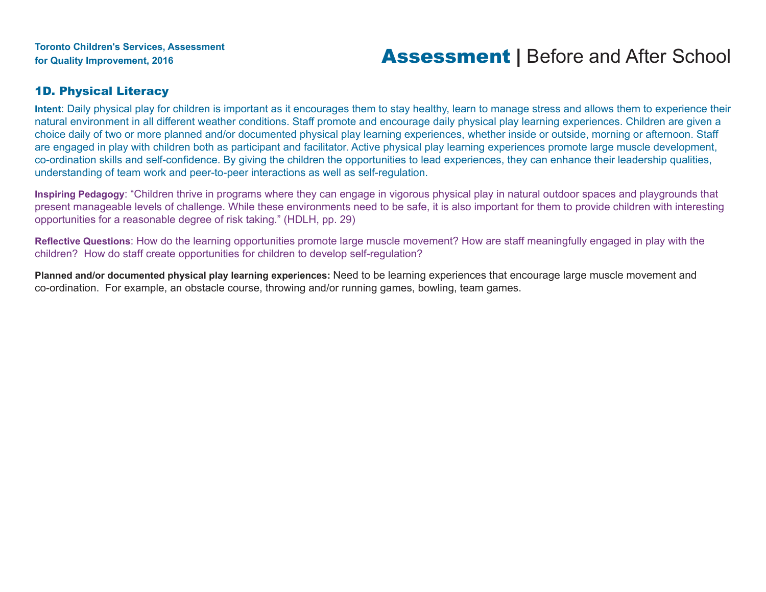## 1D. Physical Literacy

**Intent**: Daily physical play for children is important as it encourages them to stay healthy, learn to manage stress and allows them to experience their natural environment in all different weather conditions. Staff promote and encourage daily physical play learning experiences. Children are given a choice daily of two or more planned and/or documented physical play learning experiences, whether inside or outside, morning or afternoon. Staff are engaged in play with children both as participant and facilitator. Active physical play learning experiences promote large muscle development, co-ordination skills and self-confidence. By giving the children the opportunities to lead experiences, they can enhance their leadership qualities, understanding of team work and peer-to-peer interactions as well as self-regulation.

**Inspiring Pedagogy**: "Children thrive in programs where they can engage in vigorous physical play in natural outdoor spaces and playgrounds that present manageable levels of challenge. While these environments need to be safe, it is also important for them to provide children with interesting opportunities for a reasonable degree of risk taking." (HDLH, pp. 29)

**Reflective Questions**: How do the learning opportunities promote large muscle movement? How are staff meaningfully engaged in play with the children? How do staff create opportunities for children to develop self-regulation?

**Planned and/or documented physical play learning experiences:** Need to be learning experiences that encourage large muscle movement and co-ordination. For example, an obstacle course, throwing and/or running games, bowling, team games.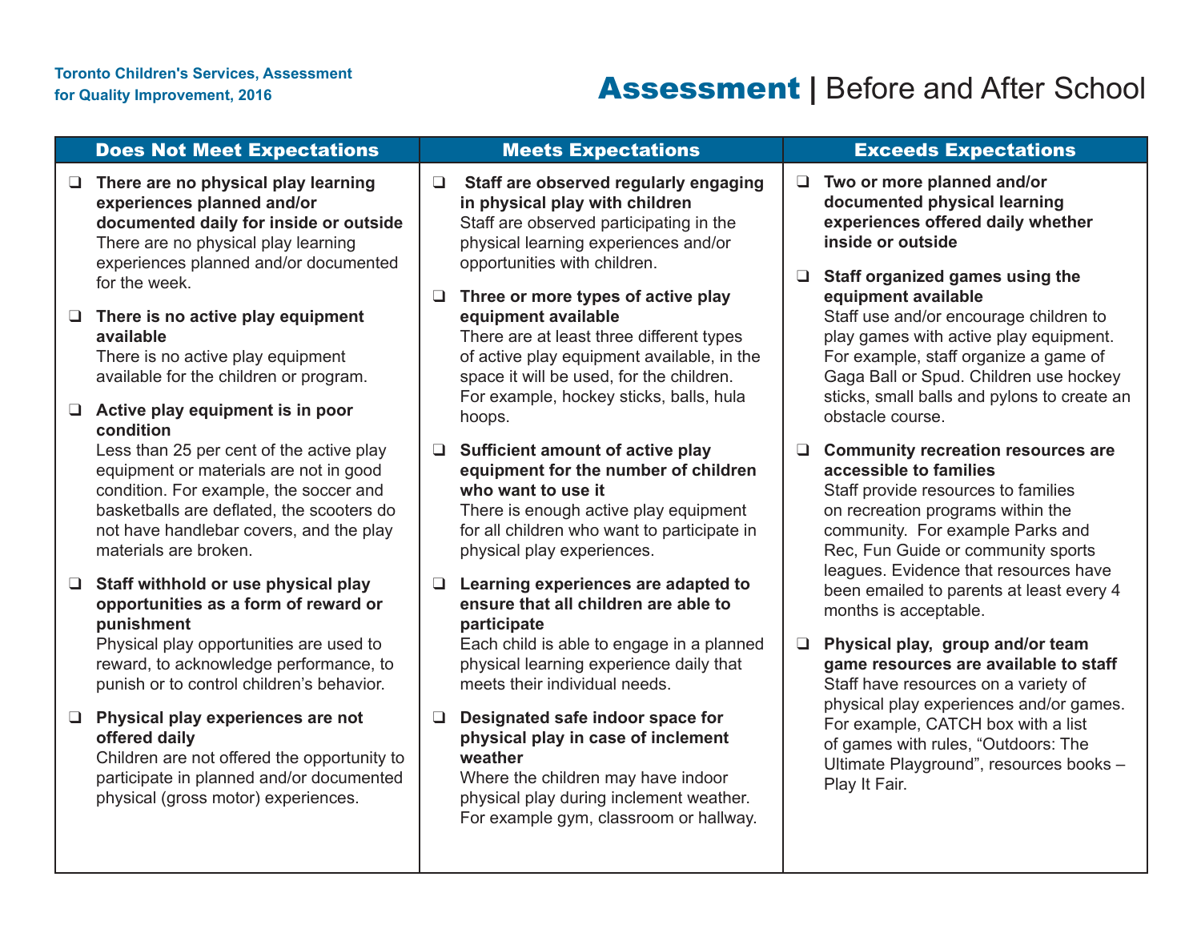# Assessment | Before and After School

| Does Not Meet Expectations | Meets Expectations | Exceeds Expectations |
|---|---|---|
| ❑ **There are no physical play learning experiences planned and/or documented daily for inside or outside** There are no physical play learning experiences planned and/or documented for the week.<br><br>❑ **There is no active play equipment available** There is no active play equipment available for the children or program.<br><br>❑ **Active play equipment is in poor condition** Less than 25 per cent of the active play equipment or materials are not in good condition. For example, the soccer and basketballs are deflated, the scooters do not have handlebar covers, and the play materials are broken.<br><br>❑ **Staff withhold or use physical play opportunities as a form of reward or punishment** Physical play opportunities are used to reward, to acknowledge performance, to punish or to control children's behavior.<br><br>❑ **Physical play experiences are not offered daily** Children are not offered the opportunity to participate in planned and/or documented physical (gross motor) experiences. | ❑ **Staff are observed regularly engaging in physical play with children** Staff are observed participating in the physical learning experiences and/or opportunities with children.<br><br>❑ **Three or more types of active play equipment available** There are at least three different types of active play equipment available, in the space it will be used, for the children. For example, hockey sticks, balls, hula hoops.<br><br>❑ **Sufficient amount of active play equipment for the number of children who want to use it** There is enough active play equipment for all children who want to participate in physical play experiences.<br><br>❑ **Learning experiences are adapted to ensure that all children are able to participate** Each child is able to engage in a planned physical learning experience daily that meets their individual needs.<br><br>❑ **Designated safe indoor space for physical play in case of inclement weather** Where the children may have indoor physical play during inclement weather. For example gym, classroom or hallway. | ❑ **Two or more planned and/or documented physical learning experiences offered daily whether inside or outside**<br><br>❑ **Staff organized games using the equipment available** Staff use and/or encourage children to play games with active play equipment. For example, staff organize a game of Gaga Ball or Spud. Children use hockey sticks, small balls and pylons to create an obstacle course.<br><br>❑ **Community recreation resources are accessible to families** Staff provide resources to families on recreation programs within the community. For example Parks and Rec, Fun Guide or community sports leagues. Evidence that resources have been emailed to parents at least every 4 months is acceptable.<br><br>❑ **Physical play, group and/or team game resources are available to staff** Staff have resources on a variety of physical play experiences and/or games. For example, CATCH box with a list of games with rules, "Outdoors: The Ultimate Playground", resources books – Play It Fair. |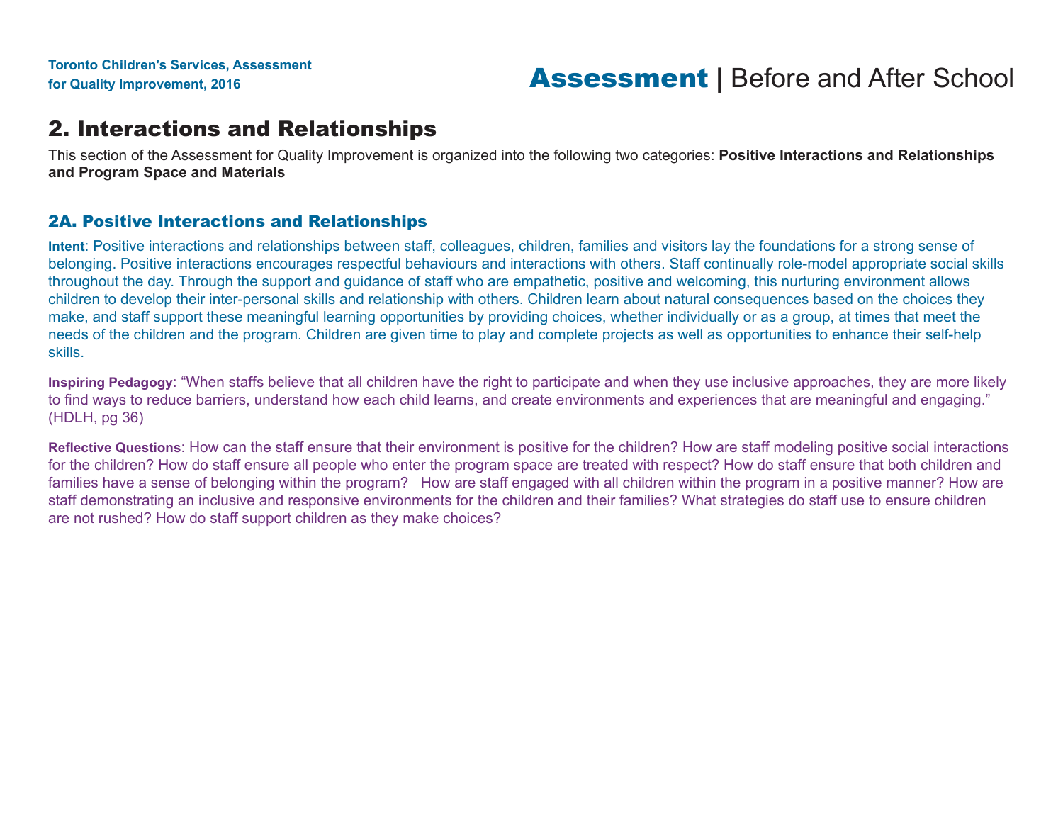## 2. Interactions and Relationships

This section of the Assessment for Quality Improvement is organized into the following two categories: **Positive Interactions and Relationships and Program Space and Materials**

### 2A. Positive Interactions and Relationships

**Intent**: Positive interactions and relationships between staff, colleagues, children, families and visitors lay the foundations for a strong sense of belonging. Positive interactions encourages respectful behaviours and interactions with others. Staff continually role-model appropriate social skills throughout the day. Through the support and guidance of staff who are empathetic, positive and welcoming, this nurturing environment allows children to develop their inter-personal skills and relationship with others. Children learn about natural consequences based on the choices they make, and staff support these meaningful learning opportunities by providing choices, whether individually or as a group, at times that meet the needs of the children and the program. Children are given time to play and complete projects as well as opportunities to enhance their self-help skills.

**Inspiring Pedagogy**: "When staffs believe that all children have the right to participate and when they use inclusive approaches, they are more likely to find ways to reduce barriers, understand how each child learns, and create environments and experiences that are meaningful and engaging." (HDLH, pg 36)

**Reflective Questions**: How can the staff ensure that their environment is positive for the children? How are staff modeling positive social interactions for the children? How do staff ensure all people who enter the program space are treated with respect? How do staff ensure that both children and families have a sense of belonging within the program? How are staff engaged with all children within the program in a positive manner? How are staff demonstrating an inclusive and responsive environments for the children and their families? What strategies do staff use to ensure children are not rushed? How do staff support children as they make choices?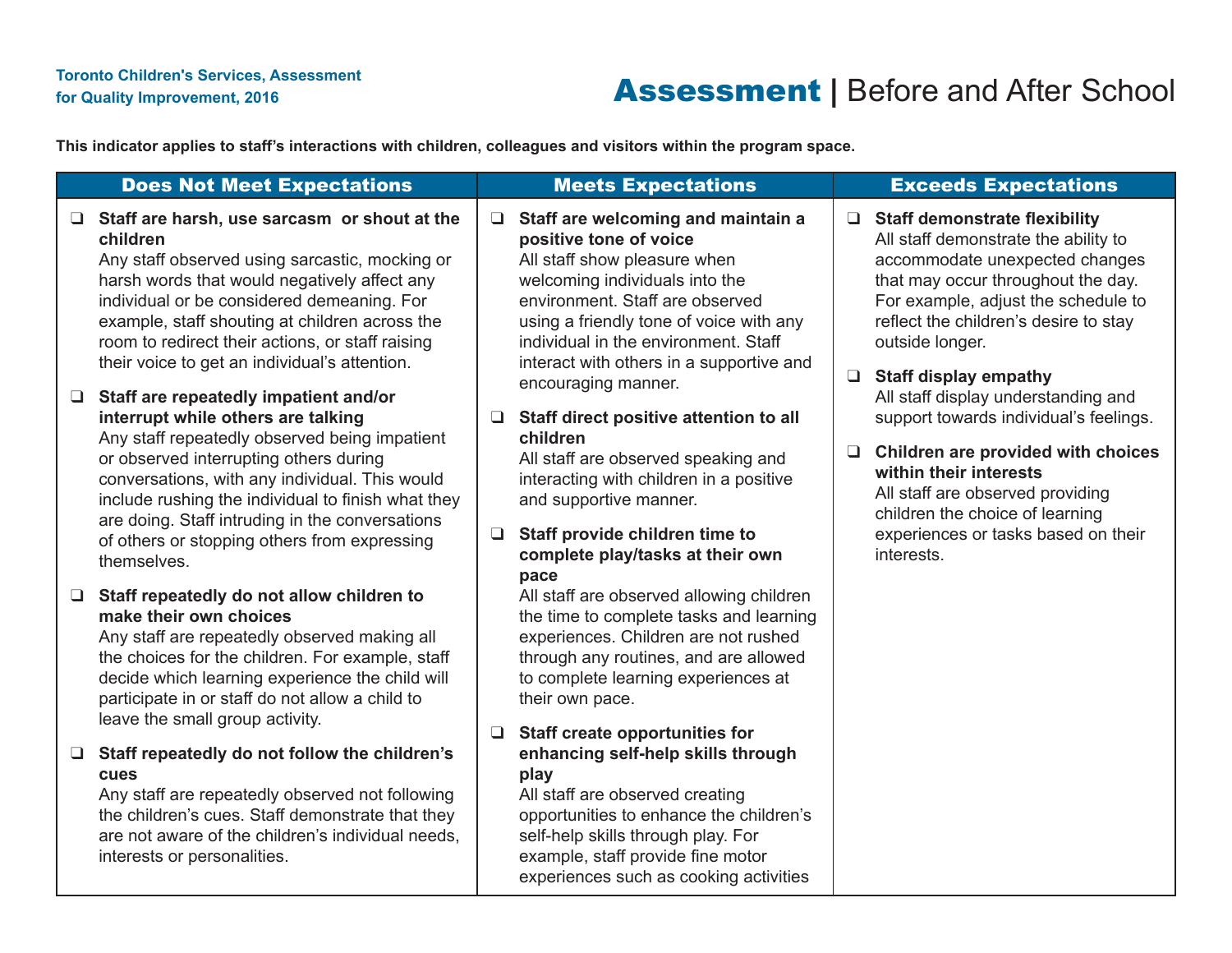Toronto Children's Services, Assessment for Quality Improvement, 2016

# Assessment | Before and After School

**This indicator applies to staff's interactions with children, colleagues and visitors within the program space.**

| Does Not Meet Expectations | Meets Expectations | Exceeds Expectations |
|---|---|---|
| ❑ **Staff are harsh, use sarcasm or shout at the children**<br>Any staff observed using sarcastic, mocking or harsh words that would negatively affect any individual or be considered demeaning. For example, staff shouting at children across the room to redirect their actions, or staff raising their voice to get an individual's attention.<br><br>❑ **Staff are repeatedly impatient and/or interrupt while others are talking**<br>Any staff repeatedly observed being impatient or observed interrupting others during conversations, with any individual. This would include rushing the individual to finish what they are doing. Staff intruding in the conversations of others or stopping others from expressing themselves.<br><br>❑ **Staff repeatedly do not allow children to make their own choices**<br>Any staff are repeatedly observed making all the choices for the children. For example, staff decide which learning experience the child will participate in or staff do not allow a child to leave the small group activity.<br><br>❑ **Staff repeatedly do not follow the children's cues**<br>Any staff are repeatedly observed not following the children's cues. Staff demonstrate that they are not aware of the children's individual needs, interests or personalities. | ❑ **Staff are welcoming and maintain a positive tone of voice**<br>All staff show pleasure when welcoming individuals into the environment. Staff are observed using a friendly tone of voice with any individual in the environment. Staff interact with others in a supportive and encouraging manner.<br><br>❑ **Staff direct positive attention to all children**<br>All staff are observed speaking and interacting with children in a positive and supportive manner.<br><br>❑ **Staff provide children time to complete play/tasks at their own pace**<br>All staff are observed allowing children the time to complete tasks and learning experiences. Children are not rushed through any routines, and are allowed to complete learning experiences at their own pace.<br><br>❑ **Staff create opportunities for enhancing self-help skills through play**<br>All staff are observed creating opportunities to enhance the children's self-help skills through play. For example, staff provide fine motor experiences such as cooking activities | ❑ **Staff demonstrate flexibility**<br>All staff demonstrate the ability to accommodate unexpected changes that may occur throughout the day. For example, adjust the schedule to reflect the children's desire to stay outside longer.<br><br>❑ **Staff display empathy**<br>All staff display understanding and support towards individual's feelings.<br><br>❑ **Children are provided with choices within their interests**<br>All staff are observed providing children the choice of learning experiences or tasks based on their interests. |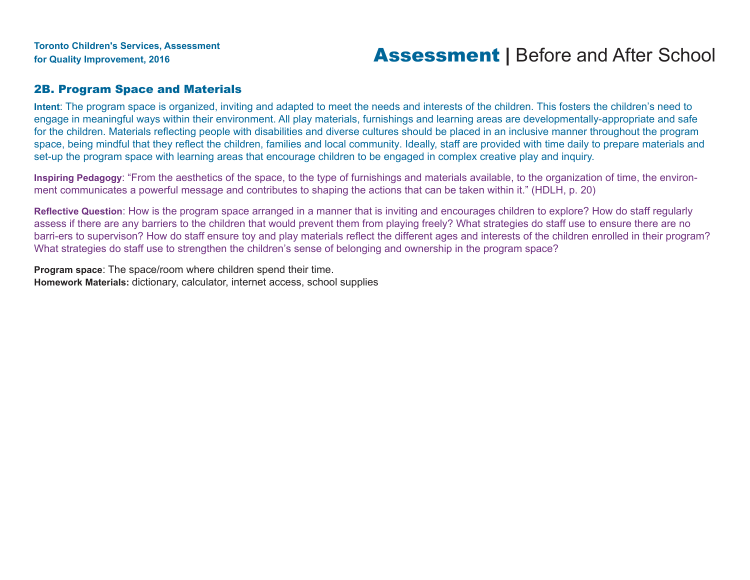## 2B. Program Space and Materials

**Intent**: The program space is organized, inviting and adapted to meet the needs and interests of the children. This fosters the children's need to engage in meaningful ways within their environment. All play materials, furnishings and learning areas are developmentally-appropriate and safe for the children. Materials reflecting people with disabilities and diverse cultures should be placed in an inclusive manner throughout the program space, being mindful that they reflect the children, families and local community. Ideally, staff are provided with time daily to prepare materials and set-up the program space with learning areas that encourage children to be engaged in complex creative play and inquiry.

**Inspiring Pedagogy**: "From the aesthetics of the space, to the type of furnishings and materials available, to the organization of time, the environment communicates a powerful message and contributes to shaping the actions that can be taken within it." (HDLH, p. 20)

**Reflective Question**: How is the program space arranged in a manner that is inviting and encourages children to explore? How do staff regularly assess if there are any barriers to the children that would prevent them from playing freely? What strategies do staff use to ensure there are no barri-ers to supervison? How do staff ensure toy and play materials reflect the different ages and interests of the children enrolled in their program? What strategies do staff use to strengthen the children's sense of belonging and ownership in the program space?

**Program space**: The space/room where children spend their time.
**Homework Materials:** dictionary, calculator, internet access, school supplies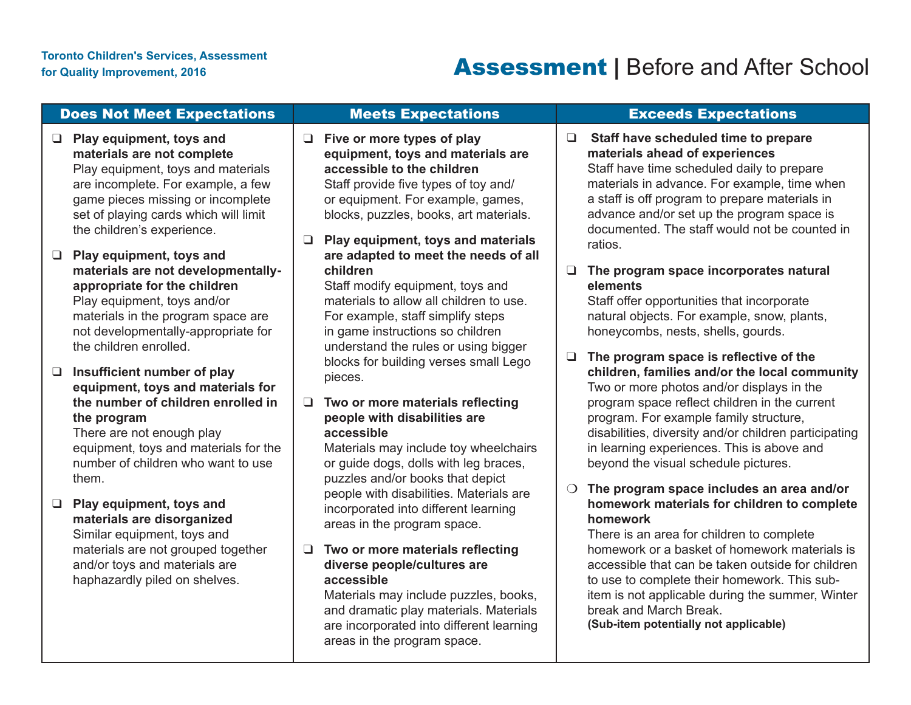Toronto Children's Services, Assessment for Quality Improvement, 2016

# Assessment | Before and After School

## Does Not Meet Expectations

❑ **Play equipment, toys and materials are not complete**
Play equipment, toys and materials are incomplete. For example, a few game pieces missing or incomplete set of playing cards which will limit the children's experience.

❑ **Play equipment, toys and materials are not developmentally-appropriate for the children**
Play equipment, toys and/or materials in the program space are not developmentally-appropriate for the children enrolled.

❑ **Insufficient number of play equipment, toys and materials for the number of children enrolled in the program**
There are not enough play equipment, toys and materials for the number of children who want to use them.

❑ **Play equipment, toys and materials are disorganized**
Similar equipment, toys and materials are not grouped together and/or toys and materials are haphazardly piled on shelves.

## Meets Expectations

❑ **Five or more types of play equipment, toys and materials are accessible to the children**
Staff provide five types of toy and/ or equipment. For example, games, blocks, puzzles, books, art materials.

❑ **Play equipment, toys and materials are adapted to meet the needs of all children**
Staff modify equipment, toys and materials to allow all children to use. For example, staff simplify steps in game instructions so children understand the rules or using bigger blocks for building verses small Lego pieces.

❑ **Two or more materials reflecting people with disabilities are accessible**
Materials may include toy wheelchairs or guide dogs, dolls with leg braces, puzzles and/or books that depict people with disabilities. Materials are incorporated into different learning areas in the program space.

❑ **Two or more materials reflecting diverse people/cultures are accessible**
Materials may include puzzles, books, and dramatic play materials. Materials are incorporated into different learning areas in the program space.

## Exceeds Expectations

❑ **Staff have scheduled time to prepare materials ahead of experiences**
Staff have time scheduled daily to prepare materials in advance. For example, time when a staff is off program to prepare materials in advance and/or set up the program space is documented. The staff would not be counted in ratios.

❑ **The program space incorporates natural elements**
Staff offer opportunities that incorporate natural objects. For example, snow, plants, honeycombs, nests, shells, gourds.

❑ **The program space is reflective of the children, families and/or the local community**
Two or more photos and/or displays in the program space reflect children in the current program. For example family structure, disabilities, diversity and/or children participating in learning experiences. This is above and beyond the visual schedule pictures.

❍ **The program space includes an area and/or homework materials for children to complete homework**
There is an area for children to complete homework or a basket of homework materials is accessible that can be taken outside for children to use to complete their homework. This sub-item is not applicable during the summer, Winter break and March Break.
**(Sub-item potentially not applicable)**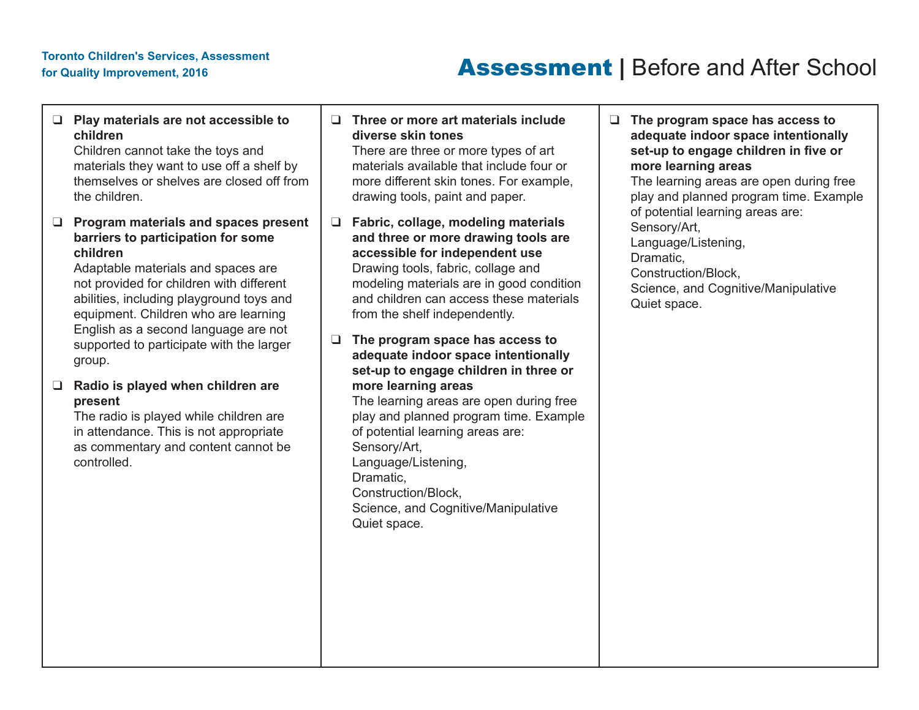- ❑ **Play materials are not accessible to children**
  Children cannot take the toys and materials they want to use off a shelf by themselves or shelves are closed off from the children.

- ❑ **Program materials and spaces present barriers to participation for some children**
  Adaptable materials and spaces are not provided for children with different abilities, including playground toys and equipment. Children who are learning English as a second language are not supported to participate with the larger group.

- ❑ **Radio is played when children are present**
  The radio is played while children are in attendance. This is not appropriate as commentary and content cannot be controlled.

- ❑ **Three or more art materials include diverse skin tones**
  There are three or more types of art materials available that include four or more different skin tones. For example, drawing tools, paint and paper.

- ❑ **Fabric, collage, modeling materials and three or more drawing tools are accessible for independent use**
  Drawing tools, fabric, collage and modeling materials are in good condition and children can access these materials from the shelf independently.

- ❑ **The program space has access to adequate indoor space intentionally set-up to engage children in three or more learning areas**
  The learning areas are open during free play and planned program time. Example of potential learning areas are:
  Sensory/Art,
  Language/Listening,
  Dramatic,
  Construction/Block,
  Science, and Cognitive/Manipulative
  Quiet space.

- ❑ **The program space has access to adequate indoor space intentionally set-up to engage children in five or more learning areas**
  The learning areas are open during free play and planned program time. Example of potential learning areas are:
  Sensory/Art,
  Language/Listening,
  Dramatic,
  Construction/Block,
  Science, and Cognitive/Manipulative
  Quiet space.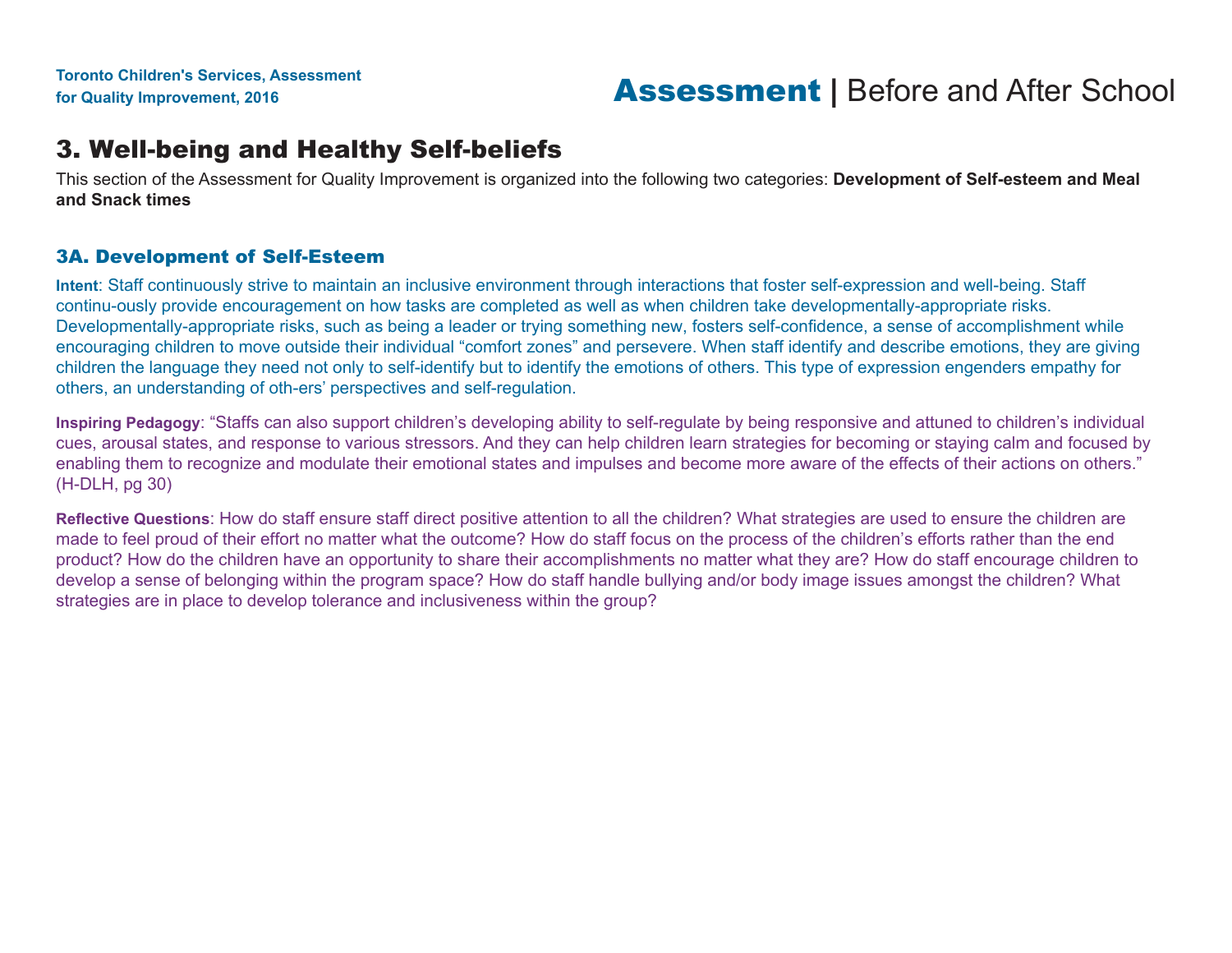# 3. Well-being and Healthy Self-beliefs

This section of the Assessment for Quality Improvement is organized into the following two categories: **Development of Self-esteem and Meal and Snack times**

## 3A. Development of Self-Esteem

**Intent**: Staff continuously strive to maintain an inclusive environment through interactions that foster self-expression and well-being. Staff continu-ously provide encouragement on how tasks are completed as well as when children take developmentally-appropriate risks. Developmentally-appropriate risks, such as being a leader or trying something new, fosters self-confidence, a sense of accomplishment while encouraging children to move outside their individual "comfort zones" and persevere. When staff identify and describe emotions, they are giving children the language they need not only to self-identify but to identify the emotions of others. This type of expression engenders empathy for others, an understanding of oth-ers' perspectives and self-regulation.

**Inspiring Pedagogy**: "Staffs can also support children's developing ability to self-regulate by being responsive and attuned to children's individual cues, arousal states, and response to various stressors. And they can help children learn strategies for becoming or staying calm and focused by enabling them to recognize and modulate their emotional states and impulses and become more aware of the effects of their actions on others." (H-DLH, pg 30)

**Reflective Questions**: How do staff ensure staff direct positive attention to all the children? What strategies are used to ensure the children are made to feel proud of their effort no matter what the outcome? How do staff focus on the process of the children's efforts rather than the end product? How do the children have an opportunity to share their accomplishments no matter what they are? How do staff encourage children to develop a sense of belonging within the program space? How do staff handle bullying and/or body image issues amongst the children? What strategies are in place to develop tolerance and inclusiveness within the group?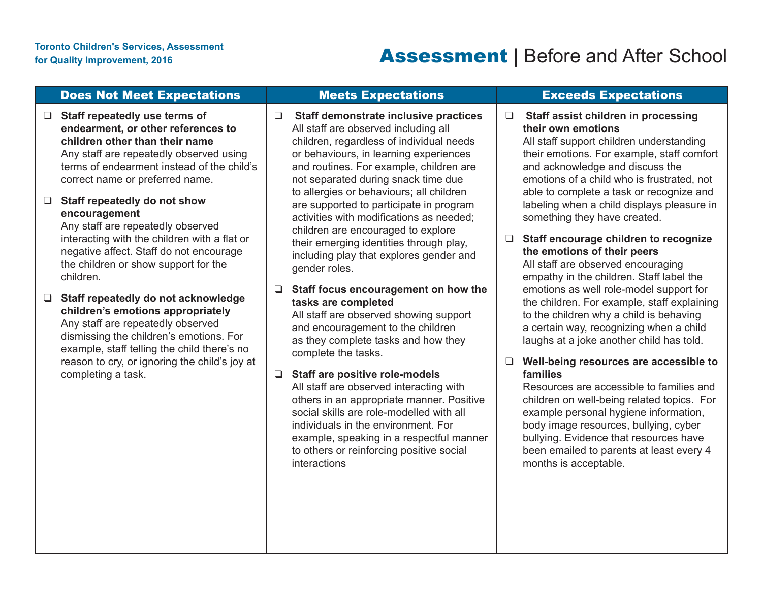# Assessment | Before and After School

| Does Not Meet Expectations | Meets Expectations | Exceeds Expectations |
| --- | --- | --- |
| ❑ **Staff repeatedly use terms of endearment, or other references to children other than their name** Any staff are repeatedly observed using terms of endearment instead of the child's correct name or preferred name.<br><br>❑ **Staff repeatedly do not show encouragement** Any staff are repeatedly observed interacting with the children with a flat or negative affect. Staff do not encourage the children or show support for the children.<br><br>❑ **Staff repeatedly do not acknowledge children's emotions appropriately** Any staff are repeatedly observed dismissing the children's emotions. For example, staff telling the child there's no reason to cry, or ignoring the child's joy at completing a task. | ❑ **Staff demonstrate inclusive practices** All staff are observed including all children, regardless of individual needs or behaviours, in learning experiences and routines. For example, children are not separated during snack time due to allergies or behaviours; all children are supported to participate in program activities with modifications as needed; children are encouraged to explore their emerging identities through play, including play that explores gender and gender roles.<br><br>❑ **Staff focus encouragement on how the tasks are completed** All staff are observed showing support and encouragement to the children as they complete tasks and how they complete the tasks.<br><br>❑ **Staff are positive role-models** All staff are observed interacting with others in an appropriate manner. Positive social skills are role-modelled with all individuals in the environment. For example, speaking in a respectful manner to others or reinforcing positive social interactions | ❑ **Staff assist children in processing their own emotions** All staff support children understanding their emotions. For example, staff comfort and acknowledge and discuss the emotions of a child who is frustrated, not able to complete a task or recognize and labeling when a child displays pleasure in something they have created.<br><br>❑ **Staff encourage children to recognize the emotions of their peers** All staff are observed encouraging empathy in the children. Staff label the emotions as well role-model support for the children. For example, staff explaining to the children why a child is behaving a certain way, recognizing when a child laughs at a joke another child has told.<br><br>❑ **Well-being resources are accessible to families** Resources are accessible to families and children on well-being related topics. For example personal hygiene information, body image resources, bullying, cyber bullying. Evidence that resources have been emailed to parents at least every 4 months is acceptable. |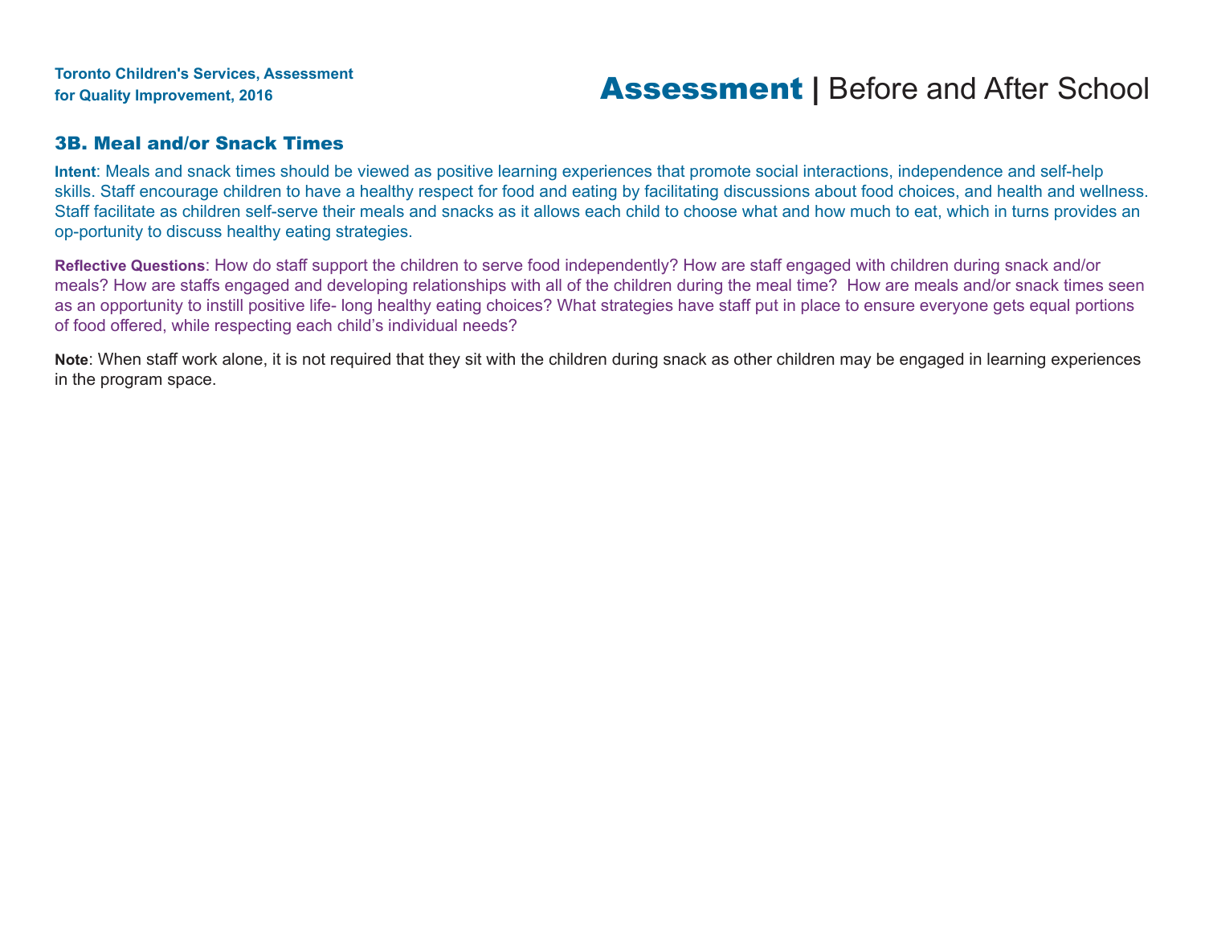## 3B. Meal and/or Snack Times

**Intent**: Meals and snack times should be viewed as positive learning experiences that promote social interactions, independence and self-help skills. Staff encourage children to have a healthy respect for food and eating by facilitating discussions about food choices, and health and wellness. Staff facilitate as children self-serve their meals and snacks as it allows each child to choose what and how much to eat, which in turns provides an op-portunity to discuss healthy eating strategies.

**Reflective Questions**: How do staff support the children to serve food independently? How are staff engaged with children during snack and/or meals? How are staffs engaged and developing relationships with all of the children during the meal time? How are meals and/or snack times seen as an opportunity to instill positive life- long healthy eating choices? What strategies have staff put in place to ensure everyone gets equal portions of food offered, while respecting each child's individual needs?

**Note**: When staff work alone, it is not required that they sit with the children during snack as other children may be engaged in learning experiences in the program space.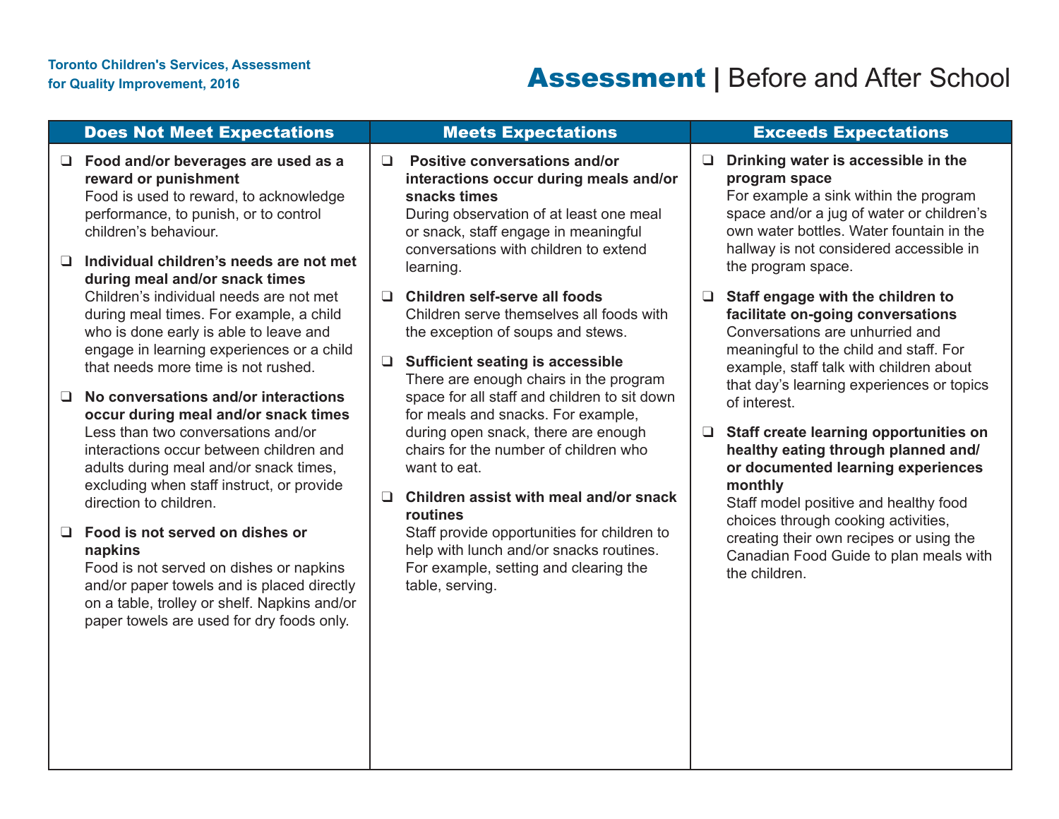Toronto Children's Services, Assessment for Quality Improvement, 2016

# Assessment | Before and After School

| Does Not Meet Expectations | Meets Expectations | Exceeds Expectations |
|---|---|---|
| ❑ **Food and/or beverages are used as a reward or punishment** Food is used to reward, to acknowledge performance, to punish, or to control children's behaviour. | ❑ **Positive conversations and/or interactions occur during meals and/or snacks times** During observation of at least one meal or snack, staff engage in meaningful conversations with children to extend learning. | ❑ **Drinking water is accessible in the program space** For example a sink within the program space and/or a jug of water or children's own water bottles. Water fountain in the hallway is not considered accessible in the program space. |
| ❑ **Individual children's needs are not met during meal and/or snack times** Children's individual needs are not met during meal times. For example, a child who is done early is able to leave and engage in learning experiences or a child that needs more time is not rushed. | ❑ **Children self-serve all foods** Children serve themselves all foods with the exception of soups and stews. | ❑ **Staff engage with the children to facilitate on-going conversations** Conversations are unhurried and meaningful to the child and staff. For example, staff talk with children about that day's learning experiences or topics of interest. |
| ❑ **No conversations and/or interactions occur during meal and/or snack times** Less than two conversations and/or interactions occur between children and adults during meal and/or snack times, excluding when staff instruct, or provide direction to children. | ❑ **Sufficient seating is accessible** There are enough chairs in the program space for all staff and children to sit down for meals and snacks. For example, during open snack, there are enough chairs for the number of children who want to eat. | ❑ **Staff create learning opportunities on healthy eating through planned and/or documented learning experiences monthly** Staff model positive and healthy food choices through cooking activities, creating their own recipes or using the Canadian Food Guide to plan meals with the children. |
| ❑ **Food is not served on dishes or napkins** Food is not served on dishes or napkins and/or paper towels and is placed directly on a table, trolley or shelf. Napkins and/or paper towels are used for dry foods only. | ❑ **Children assist with meal and/or snack routines** Staff provide opportunities for children to help with lunch and/or snacks routines. For example, setting and clearing the table, serving. | |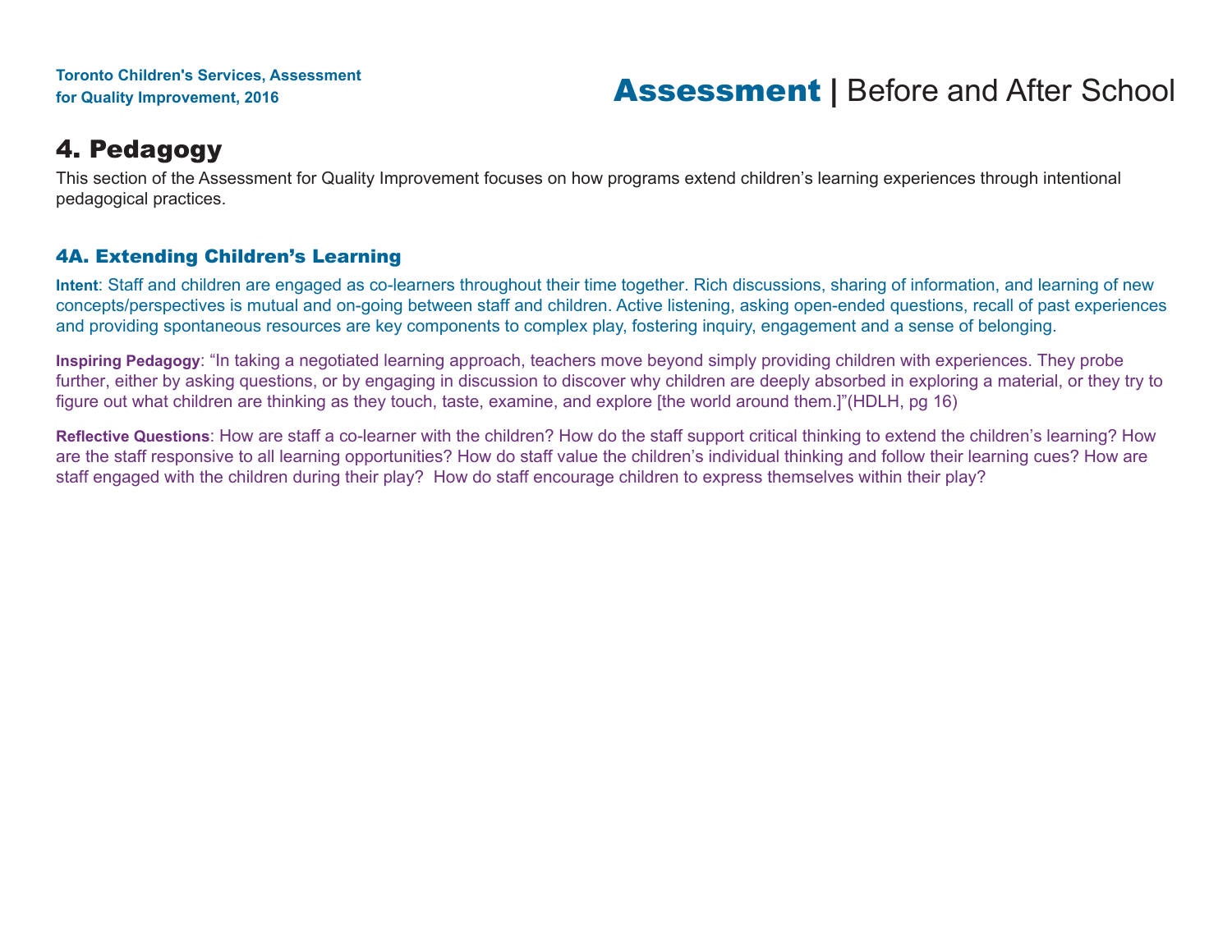## 4. Pedagogy

This section of the Assessment for Quality Improvement focuses on how programs extend children's learning experiences through intentional pedagogical practices.

### 4A. Extending Children's Learning

**Intent**: Staff and children are engaged as co-learners throughout their time together. Rich discussions, sharing of information, and learning of new concepts/perspectives is mutual and on-going between staff and children. Active listening, asking open-ended questions, recall of past experiences and providing spontaneous resources are key components to complex play, fostering inquiry, engagement and a sense of belonging.

**Inspiring Pedagogy**: "In taking a negotiated learning approach, teachers move beyond simply providing children with experiences. They probe further, either by asking questions, or by engaging in discussion to discover why children are deeply absorbed in exploring a material, or they try to figure out what children are thinking as they touch, taste, examine, and explore [the world around them.]"(HDLH, pg 16)

**Reflective Questions**: How are staff a co-learner with the children? How do the staff support critical thinking to extend the children's learning? How are the staff responsive to all learning opportunities? How do staff value the children's individual thinking and follow their learning cues? How are staff engaged with the children during their play? How do staff encourage children to express themselves within their play?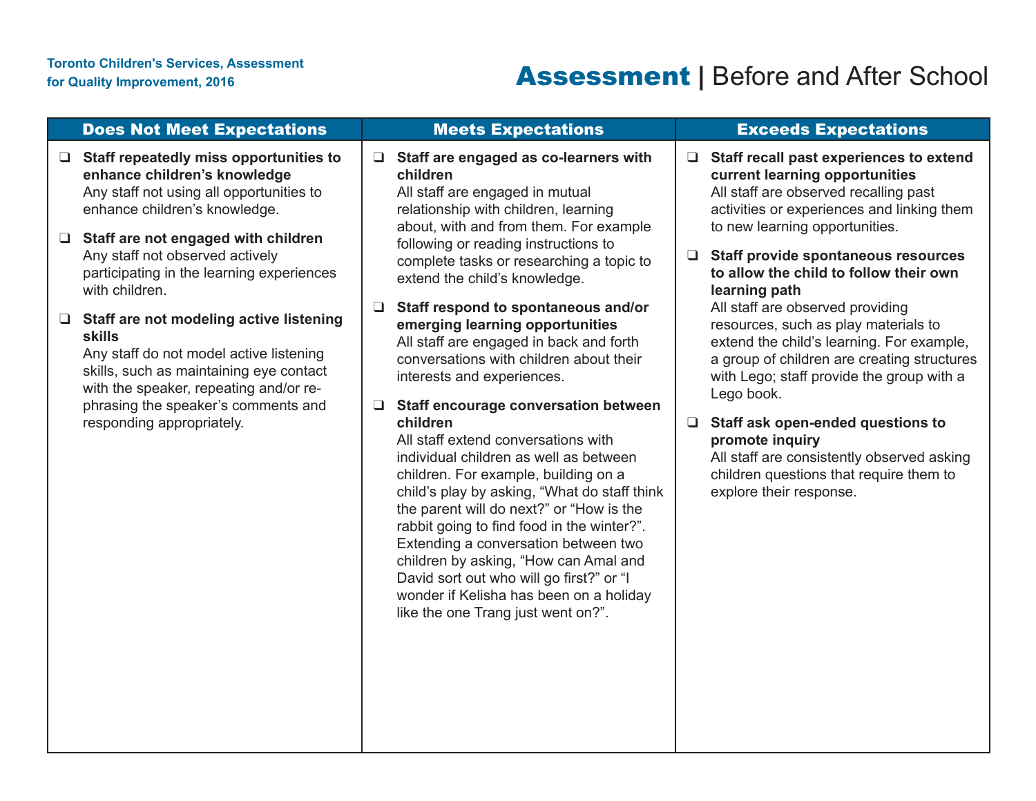Toronto Children's Services, Assessment for Quality Improvement, 2016

# Assessment | Before and After School

| Does Not Meet Expectations | Meets Expectations | Exceeds Expectations |
|---|---|---|
| ❑ **Staff repeatedly miss opportunities to enhance children's knowledge**<br>Any staff not using all opportunities to enhance children's knowledge.<br><br>❑ **Staff are not engaged with children**<br>Any staff not observed actively participating in the learning experiences with children.<br><br>❑ **Staff are not modeling active listening skills**<br>Any staff do not model active listening skills, such as maintaining eye contact with the speaker, repeating and/or re-phrasing the speaker's comments and responding appropriately. | ❑ **Staff are engaged as co-learners with children**<br>All staff are engaged in mutual relationship with children, learning about, with and from them. For example following or reading instructions to complete tasks or researching a topic to extend the child's knowledge.<br><br>❑ **Staff respond to spontaneous and/or emerging learning opportunities**<br>All staff are engaged in back and forth conversations with children about their interests and experiences.<br><br>❑ **Staff encourage conversation between children**<br>All staff extend conversations with individual children as well as between children. For example, building on a child's play by asking, "What do staff think the parent will do next?" or "How is the rabbit going to find food in the winter?". Extending a conversation between two children by asking, "How can Amal and David sort out who will go first?" or "I wonder if Kelisha has been on a holiday like the one Trang just went on?". | ❑ **Staff recall past experiences to extend current learning opportunities**<br>All staff are observed recalling past activities or experiences and linking them to new learning opportunities.<br><br>❑ **Staff provide spontaneous resources to allow the child to follow their own learning path**<br>All staff are observed providing resources, such as play materials to extend the child's learning. For example, a group of children are creating structures with Lego; staff provide the group with a Lego book.<br><br>❑ **Staff ask open-ended questions to promote inquiry**<br>All staff are consistently observed asking children questions that require them to explore their response. |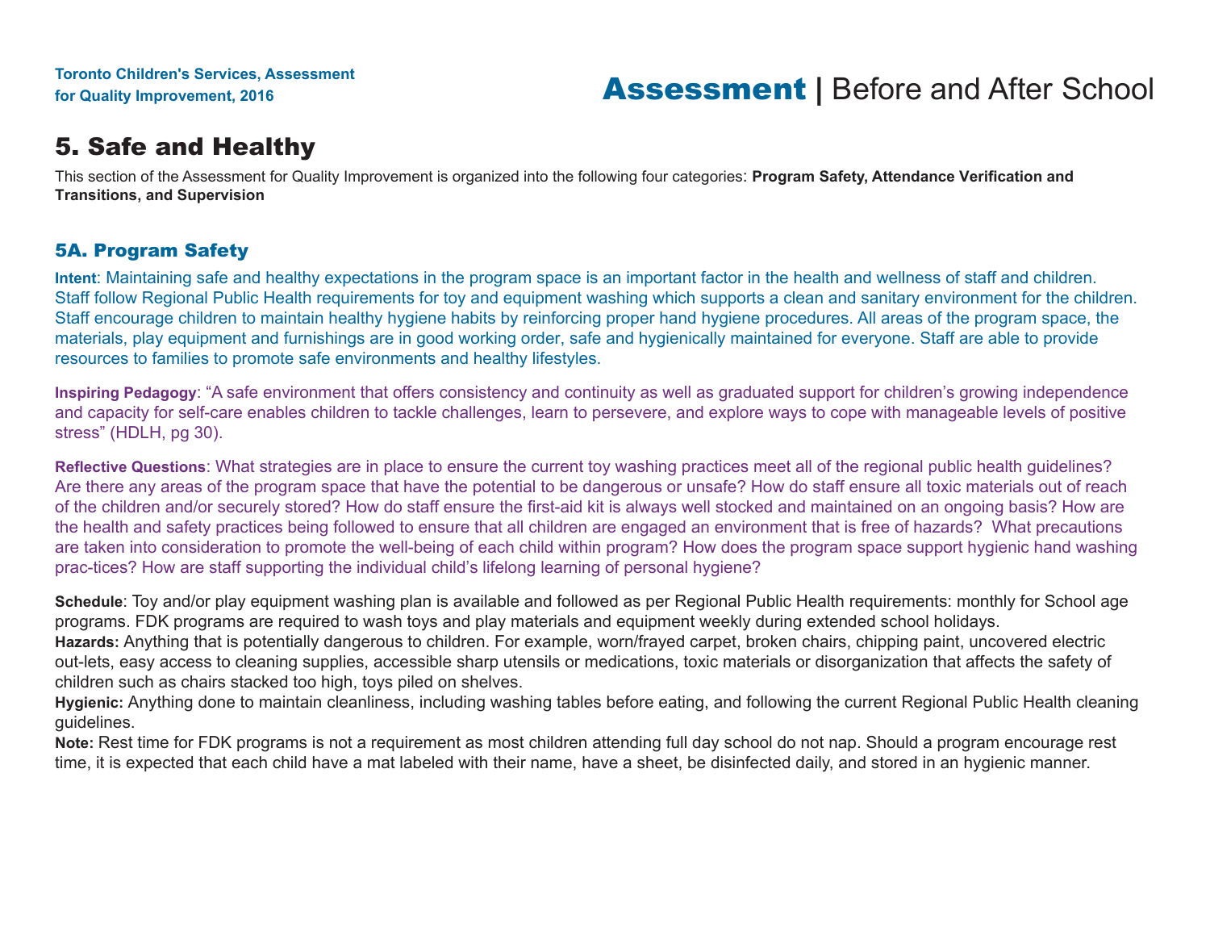# 5. Safe and Healthy

This section of the Assessment for Quality Improvement is organized into the following four categories: **Program Safety, Attendance Verification and Transitions, and Supervision**

## 5A. Program Safety

**Intent**: Maintaining safe and healthy expectations in the program space is an important factor in the health and wellness of staff and children. Staff follow Regional Public Health requirements for toy and equipment washing which supports a clean and sanitary environment for the children. Staff encourage children to maintain healthy hygiene habits by reinforcing proper hand hygiene procedures. All areas of the program space, the materials, play equipment and furnishings are in good working order, safe and hygienically maintained for everyone. Staff are able to provide resources to families to promote safe environments and healthy lifestyles.

**Inspiring Pedagogy**: "A safe environment that offers consistency and continuity as well as graduated support for children's growing independence and capacity for self-care enables children to tackle challenges, learn to persevere, and explore ways to cope with manageable levels of positive stress" (HDLH, pg 30).

**Reflective Questions**: What strategies are in place to ensure the current toy washing practices meet all of the regional public health guidelines? Are there any areas of the program space that have the potential to be dangerous or unsafe? How do staff ensure all toxic materials out of reach of the children and/or securely stored? How do staff ensure the first-aid kit is always well stocked and maintained on an ongoing basis? How are the health and safety practices being followed to ensure that all children are engaged an environment that is free of hazards? What precautions are taken into consideration to promote the well-being of each child within program? How does the program space support hygienic hand washing prac-tices? How are staff supporting the individual child's lifelong learning of personal hygiene?

**Schedule**: Toy and/or play equipment washing plan is available and followed as per Regional Public Health requirements: monthly for School age programs. FDK programs are required to wash toys and play materials and equipment weekly during extended school holidays.

**Hazards:** Anything that is potentially dangerous to children. For example, worn/frayed carpet, broken chairs, chipping paint, uncovered electric out-lets, easy access to cleaning supplies, accessible sharp utensils or medications, toxic materials or disorganization that affects the safety of children such as chairs stacked too high, toys piled on shelves.

**Hygienic:** Anything done to maintain cleanliness, including washing tables before eating, and following the current Regional Public Health cleaning guidelines.

**Note:** Rest time for FDK programs is not a requirement as most children attending full day school do not nap. Should a program encourage rest time, it is expected that each child have a mat labeled with their name, have a sheet, be disinfected daily, and stored in an hygienic manner.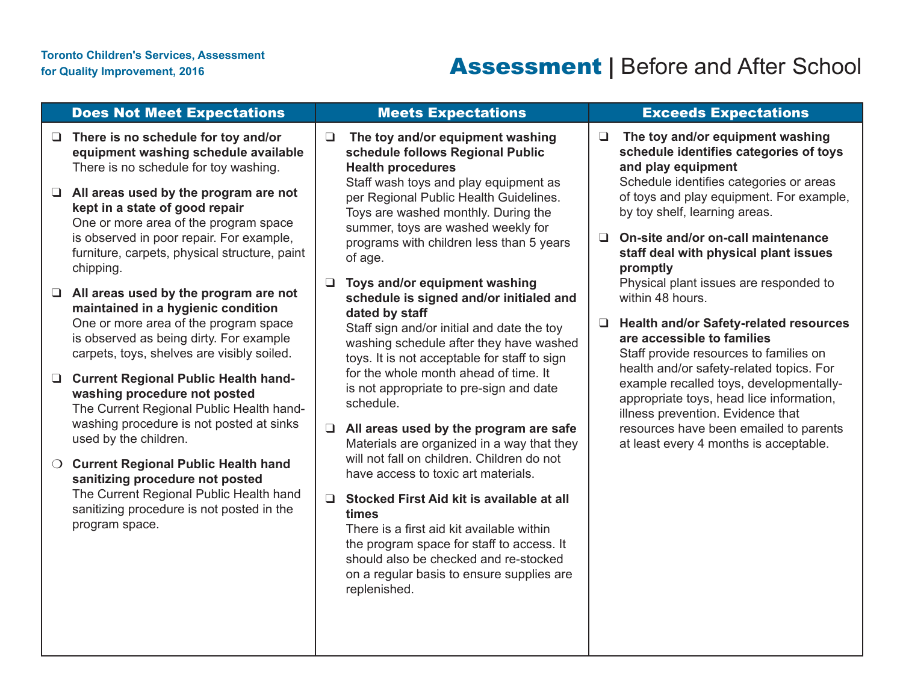# Assessment | Before and After School

| Does Not Meet Expectations | Meets Expectations | Exceeds Expectations |
| --- | --- | --- |
| ❑ **There is no schedule for toy and/or equipment washing schedule available** There is no schedule for toy washing.<br><br>❑ **All areas used by the program are not kept in a state of good repair** One or more area of the program space is observed in poor repair. For example, furniture, carpets, physical structure, paint chipping.<br><br>❑ **All areas used by the program are not maintained in a hygienic condition** One or more area of the program space is observed as being dirty. For example carpets, toys, shelves are visibly soiled.<br><br>❑ **Current Regional Public Health hand-washing procedure not posted** The Current Regional Public Health hand-washing procedure is not posted at sinks used by the children.<br><br>❍ **Current Regional Public Health hand sanitizing procedure not posted** The Current Regional Public Health hand sanitizing procedure is not posted in the program space. | ❑ **The toy and/or equipment washing schedule follows Regional Public Health procedures** Staff wash toys and play equipment as per Regional Public Health Guidelines. Toys are washed monthly. During the summer, toys are washed weekly for programs with children less than 5 years of age.<br><br>❑ **Toys and/or equipment washing schedule is signed and/or initialed and dated by staff** Staff sign and/or initial and date the toy washing schedule after they have washed toys. It is not acceptable for staff to sign for the whole month ahead of time. It is not appropriate to pre-sign and date schedule.<br><br>❑ **All areas used by the program are safe** Materials are organized in a way that they will not fall on children. Children do not have access to toxic art materials.<br><br>❑ **Stocked First Aid kit is available at all times** There is a first aid kit available within the program space for staff to access. It should also be checked and re-stocked on a regular basis to ensure supplies are replenished. | ❑ **The toy and/or equipment washing schedule identifies categories of toys and play equipment** Schedule identifies categories or areas of toys and play equipment. For example, by toy shelf, learning areas.<br><br>❑ **On-site and/or on-call maintenance staff deal with physical plant issues promptly** Physical plant issues are responded to within 48 hours.<br><br>❑ **Health and/or Safety-related resources are accessible to families** Staff provide resources to families on health and/or safety-related topics. For example recalled toys, developmentally-appropriate toys, head lice information, illness prevention. Evidence that resources have been emailed to parents at least every 4 months is acceptable. |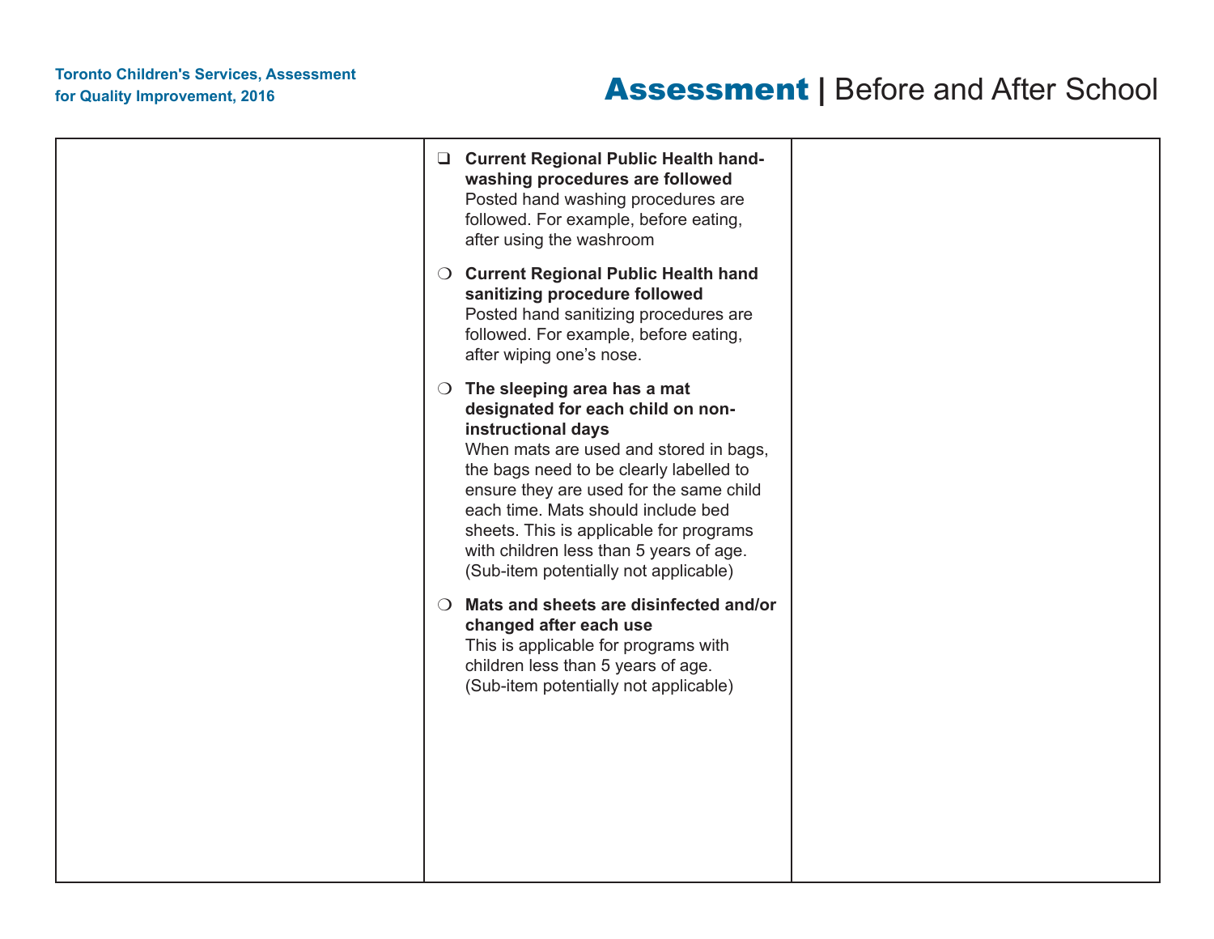| | | |
|---|---|---|
| | ❑ **Current Regional Public Health hand-washing procedures are followed** Posted hand washing procedures are followed. For example, before eating, after using the washroom<br><br>❍ **Current Regional Public Health hand sanitizing procedure followed** Posted hand sanitizing procedures are followed. For example, before eating, after wiping one's nose.<br><br>❍ **The sleeping area has a mat designated for each child on non-instructional days** When mats are used and stored in bags, the bags need to be clearly labelled to ensure they are used for the same child each time. Mats should include bed sheets. This is applicable for programs with children less than 5 years of age. (Sub-item potentially not applicable)<br><br>❍ **Mats and sheets are disinfected and/or changed after each use** This is applicable for programs with children less than 5 years of age. (Sub-item potentially not applicable) | |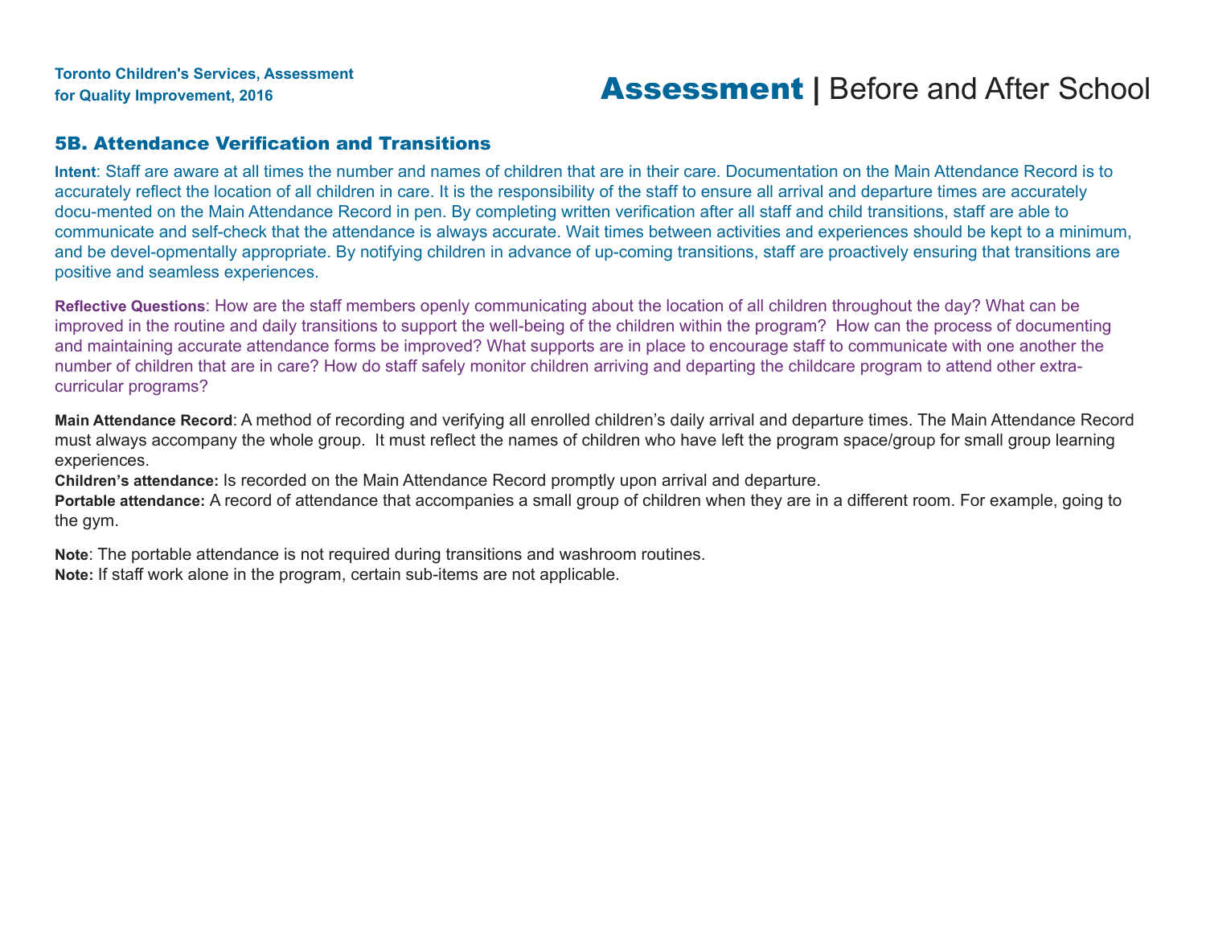## 5B. Attendance Verification and Transitions

**Intent**: Staff are aware at all times the number and names of children that are in their care. Documentation on the Main Attendance Record is to accurately reflect the location of all children in care. It is the responsibility of the staff to ensure all arrival and departure times are accurately docu-mented on the Main Attendance Record in pen. By completing written verification after all staff and child transitions, staff are able to communicate and self-check that the attendance is always accurate. Wait times between activities and experiences should be kept to a minimum, and be devel-opmentally appropriate. By notifying children in advance of up-coming transitions, staff are proactively ensuring that transitions are positive and seamless experiences.

**Reflective Questions**: How are the staff members openly communicating about the location of all children throughout the day? What can be improved in the routine and daily transitions to support the well-being of the children within the program? How can the process of documenting and maintaining accurate attendance forms be improved? What supports are in place to encourage staff to communicate with one another the number of children that are in care? How do staff safely monitor children arriving and departing the childcare program to attend other extra-curricular programs?

**Main Attendance Record**: A method of recording and verifying all enrolled children's daily arrival and departure times. The Main Attendance Record must always accompany the whole group. It must reflect the names of children who have left the program space/group for small group learning experiences.

**Children's attendance:** Is recorded on the Main Attendance Record promptly upon arrival and departure.

**Portable attendance:** A record of attendance that accompanies a small group of children when they are in a different room. For example, going to the gym.

**Note**: The portable attendance is not required during transitions and washroom routines.

**Note:** If staff work alone in the program, certain sub-items are not applicable.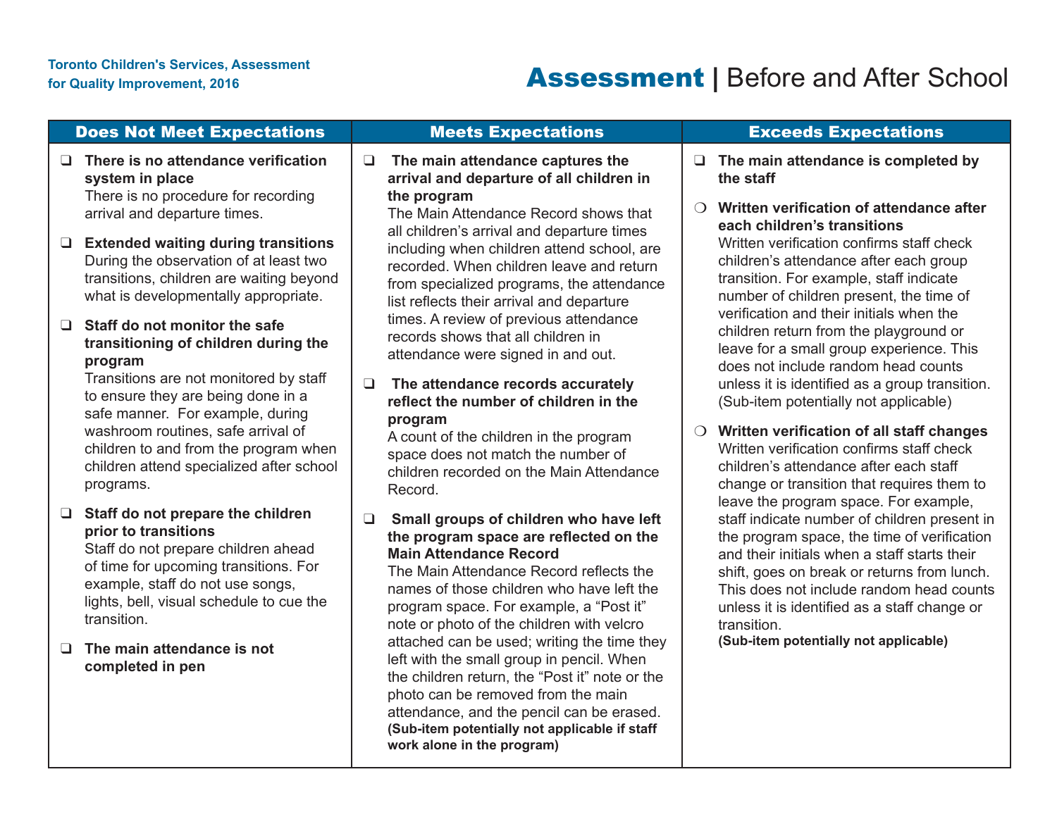# Assessment | Before and After School

| Does Not Meet Expectations | Meets Expectations | Exceeds Expectations |
|---|---|---|
| ❑ **There is no attendance verification system in place** There is no procedure for recording arrival and departure times.<br><br>❑ **Extended waiting during transitions** During the observation of at least two transitions, children are waiting beyond what is developmentally appropriate.<br><br>❑ **Staff do not monitor the safe transitioning of children during the program** Transitions are not monitored by staff to ensure they are being done in a safe manner. For example, during washroom routines, safe arrival of children to and from the program when children attend specialized after school programs.<br><br>❑ **Staff do not prepare the children prior to transitions** Staff do not prepare children ahead of time for upcoming transitions. For example, staff do not use songs, lights, bell, visual schedule to cue the transition.<br><br>❑ **The main attendance is not completed in pen** | ❑ **The main attendance captures the arrival and departure of all children in the program** The Main Attendance Record shows that all children's arrival and departure times including when children attend school, are recorded. When children leave and return from specialized programs, the attendance list reflects their arrival and departure times. A review of previous attendance records shows that all children in attendance were signed in and out.<br><br>❑ **The attendance records accurately reflect the number of children in the program** A count of the children in the program space does not match the number of children recorded on the Main Attendance Record.<br><br>❑ **Small groups of children who have left the program space are reflected on the Main Attendance Record** The Main Attendance Record reflects the names of those children who have left the program space. For example, a "Post it" note or photo of the children with velcro attached can be used; writing the time they left with the small group in pencil. When the children return, the "Post it" note or the photo can be removed from the main attendance, and the pencil can be erased. **(Sub-item potentially not applicable if staff work alone in the program)** | ❑ **The main attendance is completed by the staff**<br><br>❍ **Written verification of attendance after each children's transitions** Written verification confirms staff check children's attendance after each group transition. For example, staff indicate number of children present, the time of verification and their initials when the children return from the playground or leave for a small group experience. This does not include random head counts unless it is identified as a group transition. (Sub-item potentially not applicable)<br><br>❍ **Written verification of all staff changes** Written verification confirms staff check children's attendance after each staff change or transition that requires them to leave the program space. For example, staff indicate number of children present in the program space, the time of verification and their initials when a staff starts their shift, goes on break or returns from lunch. This does not include random head counts unless it is identified as a staff change or transition. **(Sub-item potentially not applicable)** |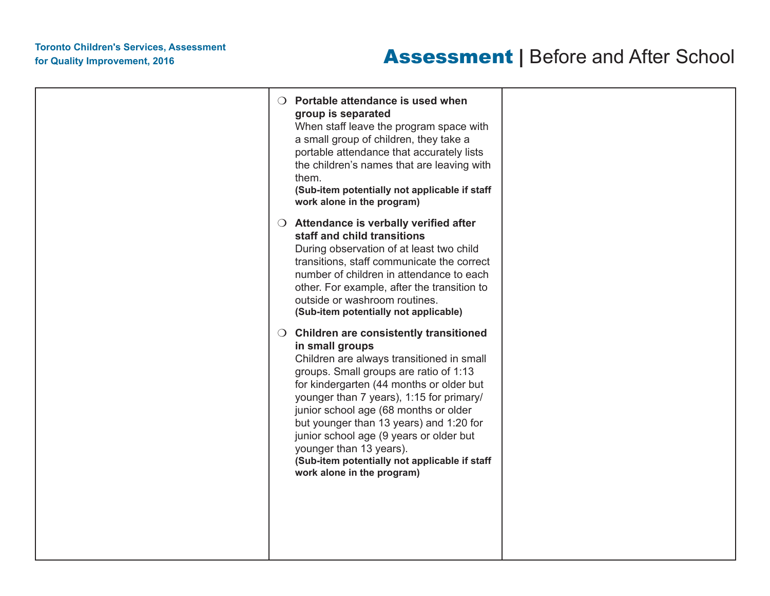- ❍ **Portable attendance is used when group is separated**
  When staff leave the program space with a small group of children, they take a portable attendance that accurately lists the children's names that are leaving with them.
  **(Sub-item potentially not applicable if staff work alone in the program)**

- ❍ **Attendance is verbally verified after staff and child transitions**
  During observation of at least two child transitions, staff communicate the correct number of children in attendance to each other. For example, after the transition to outside or washroom routines.
  **(Sub-item potentially not applicable)**

- ❍ **Children are consistently transitioned in small groups**
  Children are always transitioned in small groups. Small groups are ratio of 1:13 for kindergarten (44 months or older but younger than 7 years), 1:15 for primary/junior school age (68 months or older but younger than 13 years) and 1:20 for junior school age (9 years or older but younger than 13 years).
  **(Sub-item potentially not applicable if staff work alone in the program)**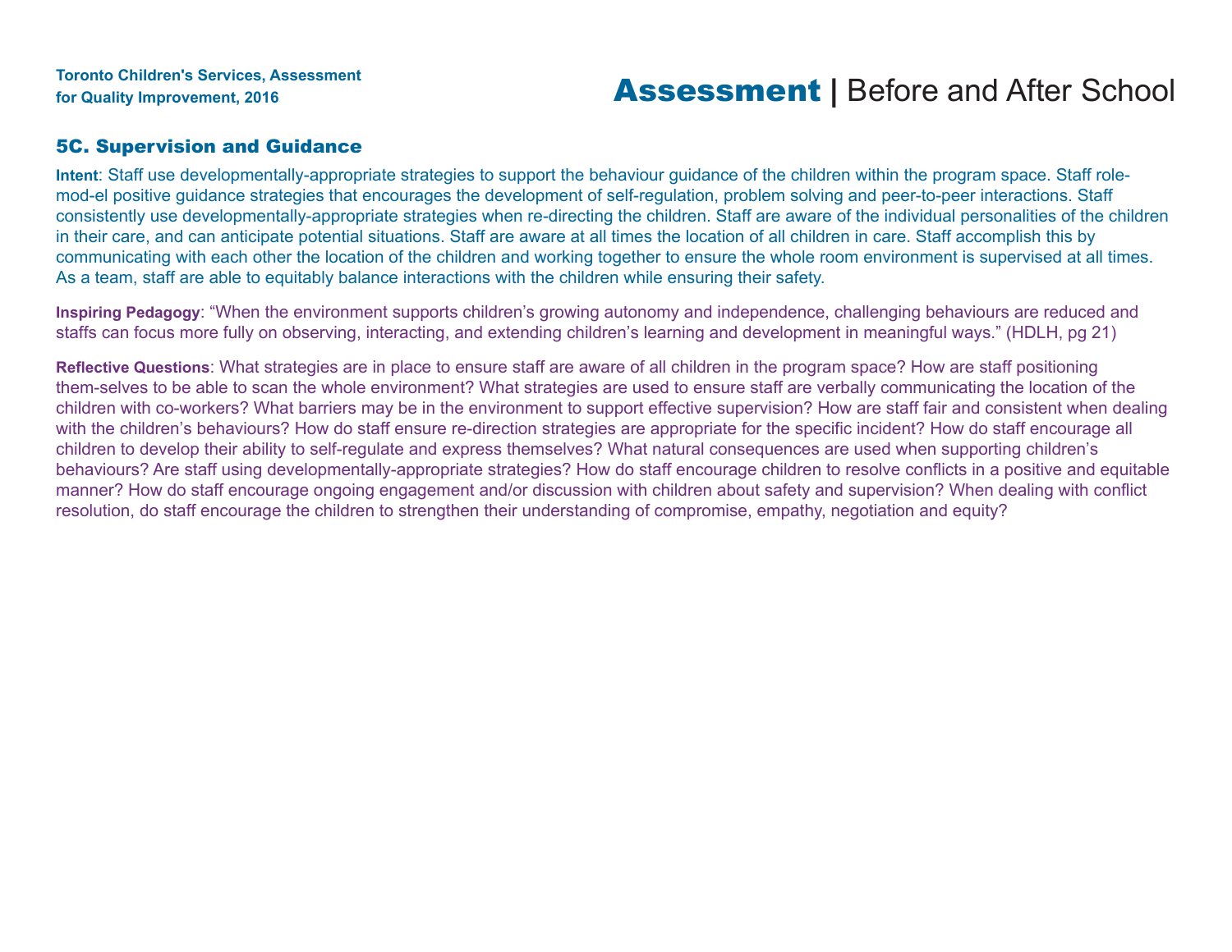## 5C. Supervision and Guidance

**Intent**: Staff use developmentally-appropriate strategies to support the behaviour guidance of the children within the program space. Staff role-mod-el positive guidance strategies that encourages the development of self-regulation, problem solving and peer-to-peer interactions. Staff consistently use developmentally-appropriate strategies when re-directing the children. Staff are aware of the individual personalities of the children in their care, and can anticipate potential situations. Staff are aware at all times the location of all children in care. Staff accomplish this by communicating with each other the location of the children and working together to ensure the whole room environment is supervised at all times. As a team, staff are able to equitably balance interactions with the children while ensuring their safety.

**Inspiring Pedagogy**: "When the environment supports children's growing autonomy and independence, challenging behaviours are reduced and staffs can focus more fully on observing, interacting, and extending children's learning and development in meaningful ways." (HDLH, pg 21)

**Reflective Questions**: What strategies are in place to ensure staff are aware of all children in the program space? How are staff positioning them-selves to be able to scan the whole environment? What strategies are used to ensure staff are verbally communicating the location of the children with co-workers? What barriers may be in the environment to support effective supervision? How are staff fair and consistent when dealing with the children's behaviours? How do staff ensure re-direction strategies are appropriate for the specific incident? How do staff encourage all children to develop their ability to self-regulate and express themselves? What natural consequences are used when supporting children's behaviours? Are staff using developmentally-appropriate strategies? How do staff encourage children to resolve conflicts in a positive and equitable manner? How do staff encourage ongoing engagement and/or discussion with children about safety and supervision? When dealing with conflict resolution, do staff encourage the children to strengthen their understanding of compromise, empathy, negotiation and equity?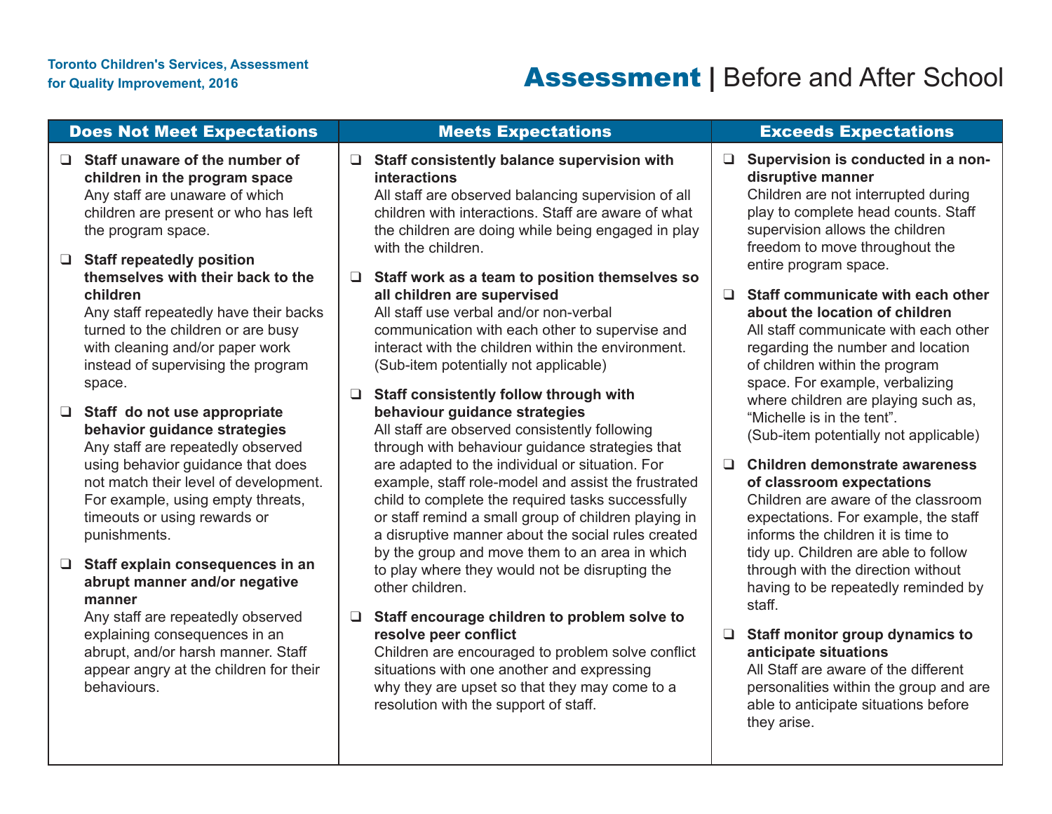Toronto Children's Services, Assessment for Quality Improvement, 2016

# Assessment | Before and After School

| Does Not Meet Expectations | Meets Expectations | Exceeds Expectations |
|---|---|---|
| ❑ **Staff unaware of the number of children in the program space** Any staff are unaware of which children are present or who has left the program space.<br><br>❑ **Staff repeatedly position themselves with their back to the children** Any staff repeatedly have their backs turned to the children or are busy with cleaning and/or paper work instead of supervising the program space.<br><br>❑ **Staff do not use appropriate behavior guidance strategies** Any staff are repeatedly observed using behavior guidance that does not match their level of development. For example, using empty threats, timeouts or using rewards or punishments.<br><br>❑ **Staff explain consequences in an abrupt manner and/or negative manner** Any staff are repeatedly observed explaining consequences in an abrupt, and/or harsh manner. Staff appear angry at the children for their behaviours. | ❑ **Staff consistently balance supervision with interactions** All staff are observed balancing supervision of all children with interactions. Staff are aware of what the children are doing while being engaged in play with the children.<br><br>❑ **Staff work as a team to position themselves so all children are supervised** All staff use verbal and/or non-verbal communication with each other to supervise and interact with the children within the environment. (Sub-item potentially not applicable)<br><br>❑ **Staff consistently follow through with behaviour guidance strategies** All staff are observed consistently following through with behaviour guidance strategies that are adapted to the individual or situation. For example, staff role-model and assist the frustrated child to complete the required tasks successfully or staff remind a small group of children playing in a disruptive manner about the social rules created by the group and move them to an area in which to play where they would not be disrupting the other children.<br><br>❑ **Staff encourage children to problem solve to resolve peer conflict** Children are encouraged to problem solve conflict situations with one another and expressing why they are upset so that they may come to a resolution with the support of staff. | ❑ **Supervision is conducted in a non-disruptive manner** Children are not interrupted during play to complete head counts. Staff supervision allows the children freedom to move throughout the entire program space.<br><br>❑ **Staff communicate with each other about the location of children** All staff communicate with each other regarding the number and location of children within the program space. For example, verbalizing where children are playing such as, "Michelle is in the tent". (Sub-item potentially not applicable)<br><br>❑ **Children demonstrate awareness of classroom expectations** Children are aware of the classroom expectations. For example, the staff informs the children it is time to tidy up. Children are able to follow through with the direction without having to be repeatedly reminded by staff.<br><br>❑ **Staff monitor group dynamics to anticipate situations** All Staff are aware of the different personalities within the group and are able to anticipate situations before they arise. |